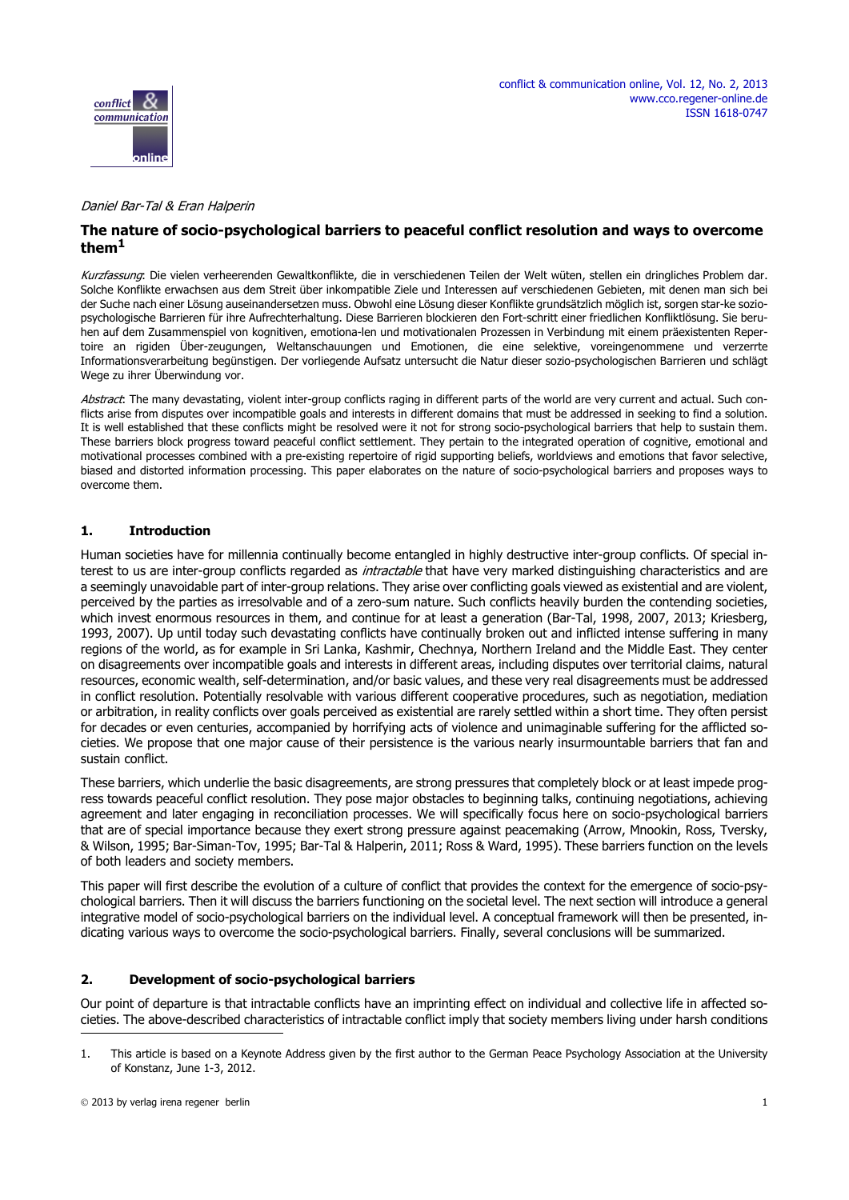*Daniel Bar-Tal & Eran Halperin*

# The nature of socio-psychological barriers to peaceful conflict resolution and ways to overcome them[1]

*Kurzfassung*: Die vielen verheerenden Gewaltkonflikte, die in verschiedenen Teilen der Welt wüten, stellen ein dringliches Problem dar. Solche Konflikte erwachsen aus dem Streit über inkompatible Ziele und Interessen auf verschiedenen Gebieten, mit denen man sich bei der Suche nach einer Lösung auseinandersetzen muss. Obwohl eine Lösung dieser Konflikte grundsätzlich möglich ist, sorgen star-ke sozio-psychologische Barrieren für ihre Aufrechterhaltung. Diese Barrieren blockieren den Fort-schritt einer friedlichen Konfliktlösung. Sie beruhen auf dem Zusammenspiel von kognitiven, emotiona-len und motivationalen Prozessen in Verbindung mit einem präexistenten Repertoire an rigiden Über-zeugungen, Weltanschauungen und Emotionen, die eine selektive, voreingenommene und verzerrte Informationsverarbeitung begünstigen. Der vorliegende Aufsatz untersucht die Natur dieser sozio-psychologischen Barrieren und schlägt Wege zu ihrer Überwindung vor.

*Abstract*: The many devastating, violent inter-group conflicts raging in different parts of the world are very current and actual. Such conflicts arise from disputes over incompatible goals and interests in different domains that must be addressed in seeking to find a solution. It is well established that these conflicts might be resolved were it not for strong socio-psychological barriers that help to sustain them. These barriers block progress toward peaceful conflict settlement. They pertain to the integrated operation of cognitive, emotional and motivational processes combined with a pre-existing repertoire of rigid supporting beliefs, worldviews and emotions that favor selective, biased and distorted information processing. This paper elaborates on the nature of socio-psychological barriers and proposes ways to overcome them.

## 1. Introduction

Human societies have for millennia continually become entangled in highly destructive inter-group conflicts. Of special interest to us are inter-group conflicts regarded as *intractable* that have very marked distinguishing characteristics and are a seemingly unavoidable part of inter-group relations. They arise over conflicting goals viewed as existential and are violent, perceived by the parties as irresolvable and of a zero-sum nature. Such conflicts heavily burden the contending societies, which invest enormous resources in them, and continue for at least a generation (Bar-Tal, 1998, 2007, 2013; Kriesberg, 1993, 2007). Up until today such devastating conflicts have continually broken out and inflicted intense suffering in many regions of the world, as for example in Sri Lanka, Kashmir, Chechnya, Northern Ireland and the Middle East. They center on disagreements over incompatible goals and interests in different areas, including disputes over territorial claims, natural resources, economic wealth, self-determination, and/or basic values, and these very real disagreements must be addressed in conflict resolution. Potentially resolvable with various different cooperative procedures, such as negotiation, mediation or arbitration, in reality conflicts over goals perceived as existential are rarely settled within a short time. They often persist for decades or even centuries, accompanied by horrifying acts of violence and unimaginable suffering for the afflicted societies. We propose that one major cause of their persistence is the various nearly insurmountable barriers that fan and sustain conflict.

These barriers, which underlie the basic disagreements, are strong pressures that completely block or at least impede progress towards peaceful conflict resolution. They pose major obstacles to beginning talks, continuing negotiations, achieving agreement and later engaging in reconciliation processes. We will specifically focus here on socio-psychological barriers that are of special importance because they exert strong pressure against peacemaking (Arrow, Mnookin, Ross, Tversky, & Wilson, 1995; Bar-Siman-Tov, 1995; Bar-Tal & Halperin, 2011; Ross & Ward, 1995). These barriers function on the levels of both leaders and society members.

This paper will first describe the evolution of a culture of conflict that provides the context for the emergence of socio-psychological barriers. Then it will discuss the barriers functioning on the societal level. The next section will introduce a general integrative model of socio-psychological barriers on the individual level. A conceptual framework will then be presented, indicating various ways to overcome the socio-psychological barriers. Finally, several conclusions will be summarized.

## 2. Development of socio-psychological barriers

Our point of departure is that intractable conflicts have an imprinting effect on individual and collective life in affected societies. The above-described characteristics of intractable conflict imply that society members living under harsh conditions

---

1. This article is based on a Keynote Address given by the first author to the German Peace Psychology Association at the University of Konstanz, June 1-3, 2012.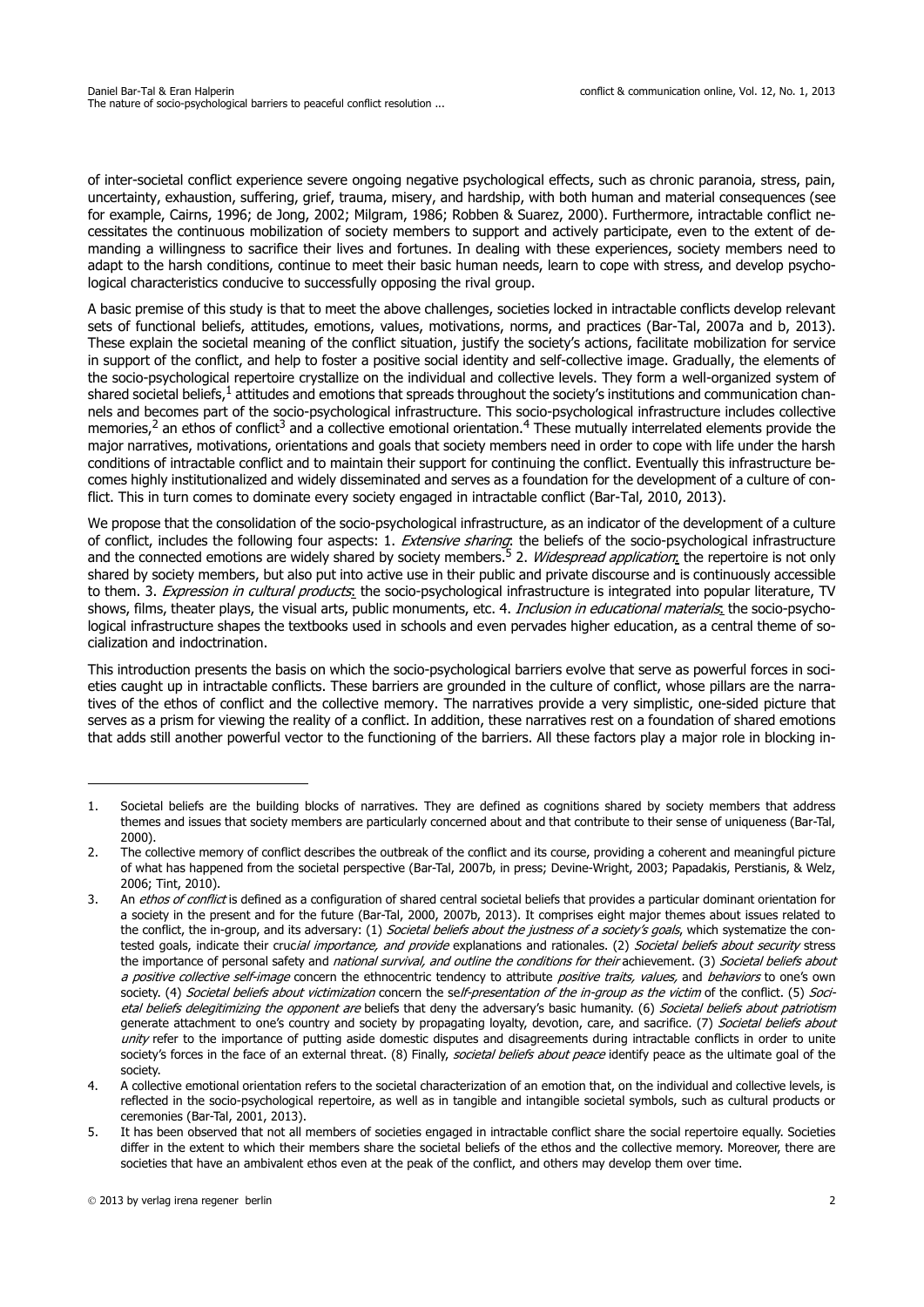of inter-societal conflict experience severe ongoing negative psychological effects, such as chronic paranoia, stress, pain, uncertainty, exhaustion, suffering, grief, trauma, misery, and hardship, with both human and material consequences (see for example, Cairns, 1996; de Jong, 2002; Milgram, 1986; Robben & Suarez, 2000). Furthermore, intractable conflict necessitates the continuous mobilization of society members to support and actively participate, even to the extent of demanding a willingness to sacrifice their lives and fortunes. In dealing with these experiences, society members need to adapt to the harsh conditions, continue to meet their basic human needs, learn to cope with stress, and develop psychological characteristics conducive to successfully opposing the rival group.

A basic premise of this study is that to meet the above challenges, societies locked in intractable conflicts develop relevant sets of functional beliefs, attitudes, emotions, values, motivations, norms, and practices (Bar-Tal, 2007a and b, 2013). These explain the societal meaning of the conflict situation, justify the society's actions, facilitate mobilization for service in support of the conflict, and help to foster a positive social identity and self-collective image. Gradually, the elements of the socio-psychological repertoire crystallize on the individual and collective levels. They form a well-organized system of shared societal beliefs,[1] attitudes and emotions that spreads throughout the society's institutions and communication channels and becomes part of the socio-psychological infrastructure. This socio-psychological infrastructure includes collective memories,[2] an ethos of conflict[3] and a collective emotional orientation.[4] These mutually interrelated elements provide the major narratives, motivations, orientations and goals that society members need in order to cope with life under the harsh conditions of intractable conflict and to maintain their support for continuing the conflict. Eventually this infrastructure becomes highly institutionalized and widely disseminated and serves as a foundation for the development of a culture of conflict. This in turn comes to dominate every society engaged in intractable conflict (Bar-Tal, 2010, 2013).

We propose that the consolidation of the socio-psychological infrastructure, as an indicator of the development of a culture of conflict, includes the following four aspects: 1. *Extensive sharing*: the beliefs of the socio-psychological infrastructure and the connected emotions are widely shared by society members.[5] 2. *Widespread application*: the repertoire is not only shared by society members, but also put into active use in their public and private discourse and is continuously accessible to them. 3. *Expression in cultural products*: the socio-psychological infrastructure is integrated into popular literature, TV shows, films, theater plays, the visual arts, public monuments, etc. 4. *Inclusion in educational materials*: the socio-psychological infrastructure shapes the textbooks used in schools and even pervades higher education, as a central theme of socialization and indoctrination.

This introduction presents the basis on which the socio-psychological barriers evolve that serve as powerful forces in societies caught up in intractable conflicts. These barriers are grounded in the culture of conflict, whose pillars are the narratives of the ethos of conflict and the collective memory. The narratives provide a very simplistic, one-sided picture that serves as a prism for viewing the reality of a conflict. In addition, these narratives rest on a foundation of shared emotions that adds still another powerful vector to the functioning of the barriers. All these factors play a major role in blocking in-

---

1. Societal beliefs are the building blocks of narratives. They are defined as cognitions shared by society members that address themes and issues that society members are particularly concerned about and that contribute to their sense of uniqueness (Bar-Tal, 2000).
2. The collective memory of conflict describes the outbreak of the conflict and its course, providing a coherent and meaningful picture of what has happened from the societal perspective (Bar-Tal, 2007b, in press; Devine-Wright, 2003; Papadakis, Perstianis, & Welz, 2006; Tint, 2010).
3. An *ethos of conflict* is defined as a configuration of shared central societal beliefs that provides a particular dominant orientation for a society in the present and for the future (Bar-Tal, 2000, 2007b, 2013). It comprises eight major themes about issues related to the conflict, the in-group, and its adversary: (1) *Societal beliefs about the justness of a society's goals*, which systematize the contested goals, indicate their cruc*ial importance, and provide* explanations and rationales. (2) *Societal beliefs about security* stress the importance of personal safety and *national survival, and outline the conditions for their* achievement. (3) *Societal beliefs about a positive collective self-image* concern the ethnocentric tendency to attribute *positive traits, values,* and *behaviors* to one's own society. (4) *Societal beliefs about victimization* concern the se*lf-presentation of the in-group as the victim* of the conflict. (5) *Societal beliefs delegitimizing the opponent are* beliefs that deny the adversary's basic humanity. (6) *Societal beliefs about patriotism* generate attachment to one's country and society by propagating loyalty, devotion, care, and sacrifice. (7) *Societal beliefs about unity* refer to the importance of putting aside domestic disputes and disagreements during intractable conflicts in order to unite society's forces in the face of an external threat. (8) Finally, *societal beliefs about peace* identify peace as the ultimate goal of the society.
4. A collective emotional orientation refers to the societal characterization of an emotion that, on the individual and collective levels, is reflected in the socio-psychological repertoire, as well as in tangible and intangible societal symbols, such as cultural products or ceremonies (Bar-Tal, 2001, 2013).
5. It has been observed that not all members of societies engaged in intractable conflict share the social repertoire equally. Societies differ in the extent to which their members share the societal beliefs of the ethos and the collective memory. Moreover, there are societies that have an ambivalent ethos even at the peak of the conflict, and others may develop them over time.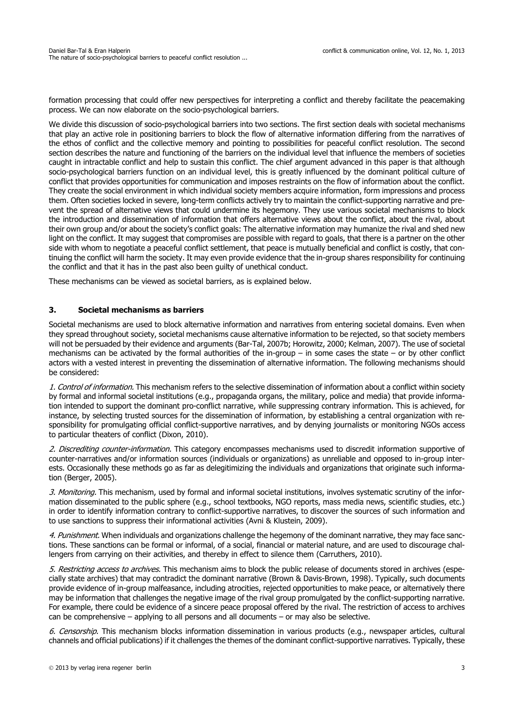formation processing that could offer new perspectives for interpreting a conflict and thereby facilitate the peacemaking process. We can now elaborate on the socio-psychological barriers.

We divide this discussion of socio-psychological barriers into two sections. The first section deals with societal mechanisms that play an active role in positioning barriers to block the flow of alternative information differing from the narratives of the ethos of conflict and the collective memory and pointing to possibilities for peaceful conflict resolution. The second section describes the nature and functioning of the barriers on the individual level that influence the members of societies caught in intractable conflict and help to sustain this conflict. The chief argument advanced in this paper is that although socio-psychological barriers function on an individual level, this is greatly influenced by the dominant political culture of conflict that provides opportunities for communication and imposes restraints on the flow of information about the conflict. They create the social environment in which individual society members acquire information, form impressions and process them. Often societies locked in severe, long-term conflicts actively try to maintain the conflict-supporting narrative and prevent the spread of alternative views that could undermine its hegemony. They use various societal mechanisms to block the introduction and dissemination of information that offers alternative views about the conflict, about the rival, about their own group and/or about the society's conflict goals: The alternative information may humanize the rival and shed new light on the conflict. It may suggest that compromises are possible with regard to goals, that there is a partner on the other side with whom to negotiate a peaceful conflict settlement, that peace is mutually beneficial and conflict is costly, that continuing the conflict will harm the society. It may even provide evidence that the in-group shares responsibility for continuing the conflict and that it has in the past also been guilty of unethical conduct.

These mechanisms can be viewed as societal barriers, as is explained below.

## 3. Societal mechanisms as barriers

Societal mechanisms are used to block alternative information and narratives from entering societal domains. Even when they spread throughout society, societal mechanisms cause alternative information to be rejected, so that society members will not be persuaded by their evidence and arguments (Bar-Tal, 2007b; Horowitz, 2000; Kelman, 2007). The use of societal mechanisms can be activated by the formal authorities of the in-group – in some cases the state – or by other conflict actors with a vested interest in preventing the dissemination of alternative information. The following mechanisms should be considered:

*1. Control of information.* This mechanism refers to the selective dissemination of information about a conflict within society by formal and informal societal institutions (e.g., propaganda organs, the military, police and media) that provide information intended to support the dominant pro-conflict narrative, while suppressing contrary information. This is achieved, for instance, by selecting trusted sources for the dissemination of information, by establishing a central organization with responsibility for promulgating official conflict-supportive narratives, and by denying journalists or monitoring NGOs access to particular theaters of conflict (Dixon, 2010).

*2. Discrediting counter-information.* This category encompasses mechanisms used to discredit information supportive of counter-narratives and/or information sources (individuals or organizations) as unreliable and opposed to in-group interests. Occasionally these methods go as far as delegitimizing the individuals and organizations that originate such information (Berger, 2005).

*3. Monitoring.* This mechanism, used by formal and informal societal institutions, involves systematic scrutiny of the information disseminated to the public sphere (e.g., school textbooks, NGO reports, mass media news, scientific studies, etc.) in order to identify information contrary to conflict-supportive narratives, to discover the sources of such information and to use sanctions to suppress their informational activities (Avni & Klustein, 2009).

*4. Punishment.* When individuals and organizations challenge the hegemony of the dominant narrative, they may face sanctions. These sanctions can be formal or informal, of a social, financial or material nature, and are used to discourage challengers from carrying on their activities, and thereby in effect to silence them (Carruthers, 2010).

*5. Restricting access to archives.* This mechanism aims to block the public release of documents stored in archives (especially state archives) that may contradict the dominant narrative (Brown & Davis-Brown, 1998). Typically, such documents provide evidence of in-group malfeasance, including atrocities, rejected opportunities to make peace, or alternatively there may be information that challenges the negative image of the rival group promulgated by the conflict-supporting narrative. For example, there could be evidence of a sincere peace proposal offered by the rival. The restriction of access to archives can be comprehensive – applying to all persons and all documents – or may also be selective.

*6. Censorship.* This mechanism blocks information dissemination in various products (e.g., newspaper articles, cultural channels and official publications) if it challenges the themes of the dominant conflict-supportive narratives. Typically, these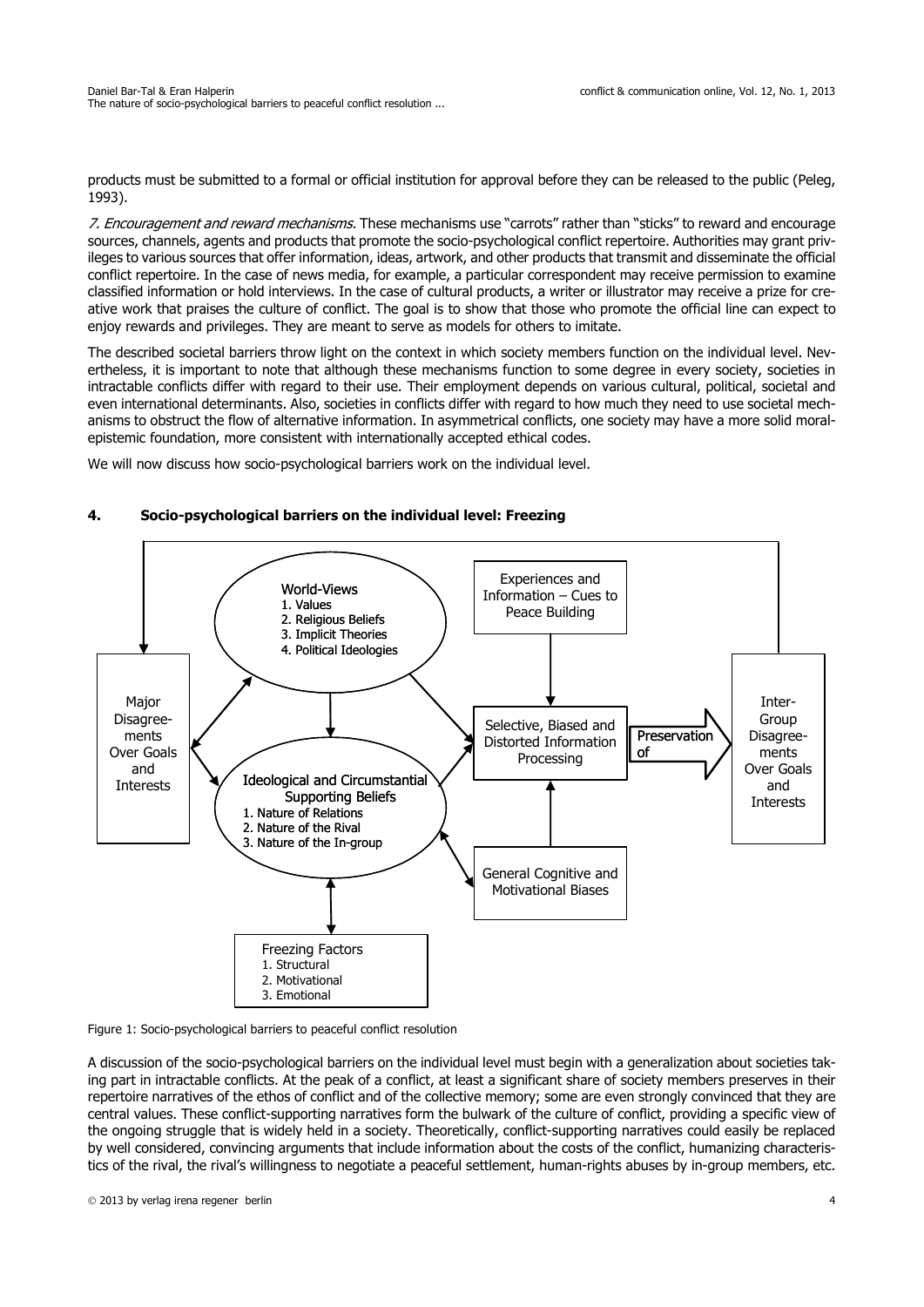products must be submitted to a formal or official institution for approval before they can be released to the public (Peleg, 1993).

*7. Encouragement and reward mechanisms.* These mechanisms use "carrots" rather than "sticks" to reward and encourage sources, channels, agents and products that promote the socio-psychological conflict repertoire. Authorities may grant privileges to various sources that offer information, ideas, artwork, and other products that transmit and disseminate the official conflict repertoire. In the case of news media, for example, a particular correspondent may receive permission to examine classified information or hold interviews. In the case of cultural products, a writer or illustrator may receive a prize for creative work that praises the culture of conflict. The goal is to show that those who promote the official line can expect to enjoy rewards and privileges. They are meant to serve as models for others to imitate.

The described societal barriers throw light on the context in which society members function on the individual level. Nevertheless, it is important to note that although these mechanisms function to some degree in every society, societies in intractable conflicts differ with regard to their use. Their employment depends on various cultural, political, societal and even international determinants. Also, societies in conflicts differ with regard to how much they need to use societal mechanisms to obstruct the flow of alternative information. In asymmetrical conflicts, one society may have a more solid moral-epistemic foundation, more consistent with internationally accepted ethical codes.

We will now discuss how socio-psychological barriers work on the individual level.

## 4. Socio-psychological barriers on the individual level: Freezing

Figure 1: Socio-psychological barriers to peaceful conflict resolution

A discussion of the socio-psychological barriers on the individual level must begin with a generalization about societies taking part in intractable conflicts. At the peak of a conflict, at least a significant share of society members preserves in their repertoire narratives of the ethos of conflict and of the collective memory; some are even strongly convinced that they are central values. These conflict-supporting narratives form the bulwark of the culture of conflict, providing a specific view of the ongoing struggle that is widely held in a society. Theoretically, conflict-supporting narratives could easily be replaced by well considered, convincing arguments that include information about the costs of the conflict, humanizing characteristics of the rival, the rival's willingness to negotiate a peaceful settlement, human-rights abuses by in-group members, etc.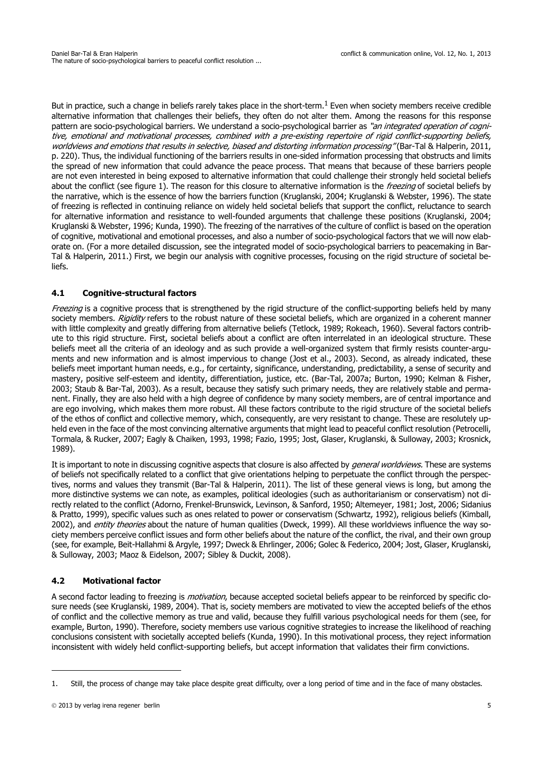But in practice, such a change in beliefs rarely takes place in the short-term.[1] Even when society members receive credible alternative information that challenges their beliefs, they often do not alter them. Among the reasons for this response pattern are socio-psychological barriers. We understand a socio-psychological barrier as *"an integrated operation of cognitive, emotional and motivational processes, combined with a pre-existing repertoire of rigid conflict-supporting beliefs, worldviews and emotions that results in selective, biased and distorting information processing"* (Bar-Tal & Halperin, 2011, p. 220). Thus, the individual functioning of the barriers results in one-sided information processing that obstructs and limits the spread of new information that could advance the peace process. That means that because of these barriers people are not even interested in being exposed to alternative information that could challenge their strongly held societal beliefs about the conflict (see figure 1). The reason for this closure to alternative information is the *freezing* of societal beliefs by the narrative, which is the essence of how the barriers function (Kruglanski, 2004; Kruglanski & Webster, 1996). The state of freezing is reflected in continuing reliance on widely held societal beliefs that support the conflict, reluctance to search for alternative information and resistance to well-founded arguments that challenge these positions (Kruglanski, 2004; Kruglanski & Webster, 1996; Kunda, 1990). The freezing of the narratives of the culture of conflict is based on the operation of cognitive, motivational and emotional processes, and also a number of socio-psychological factors that we will now elaborate on. (For a more detailed discussion, see the integrated model of socio-psychological barriers to peacemaking in Bar-Tal & Halperin, 2011.) First, we begin our analysis with cognitive processes, focusing on the rigid structure of societal beliefs.

### 4.1 Cognitive-structural factors

*Freezing* is a cognitive process that is strengthened by the rigid structure of the conflict-supporting beliefs held by many society members. *Rigidity* refers to the robust nature of these societal beliefs, which are organized in a coherent manner with little complexity and greatly differing from alternative beliefs (Tetlock, 1989; Rokeach, 1960). Several factors contribute to this rigid structure. First, societal beliefs about a conflict are often interrelated in an ideological structure. These beliefs meet all the criteria of an ideology and as such provide a well-organized system that firmly resists counter-arguments and new information and is almost impervious to change (Jost et al., 2003). Second, as already indicated, these beliefs meet important human needs, e.g., for certainty, significance, understanding, predictability, a sense of security and mastery, positive self-esteem and identity, differentiation, justice, etc. (Bar-Tal, 2007a; Burton, 1990; Kelman & Fisher, 2003; Staub & Bar-Tal, 2003). As a result, because they satisfy such primary needs, they are relatively stable and permanent. Finally, they are also held with a high degree of confidence by many society members, are of central importance and are ego involving, which makes them more robust. All these factors contribute to the rigid structure of the societal beliefs of the ethos of conflict and collective memory, which, consequently, are very resistant to change. These are resolutely upheld even in the face of the most convincing alternative arguments that might lead to peaceful conflict resolution (Petrocelli, Tormala, & Rucker, 2007; Eagly & Chaiken, 1993, 1998; Fazio, 1995; Jost, Glaser, Kruglanski, & Sulloway, 2003; Krosnick, 1989).

It is important to note in discussing cognitive aspects that closure is also affected by *general worldviews*. These are systems of beliefs not specifically related to a conflict that give orientations helping to perpetuate the conflict through the perspectives, norms and values they transmit (Bar-Tal & Halperin, 2011). The list of these general views is long, but among the more distinctive systems we can note, as examples, political ideologies (such as authoritarianism or conservatism) not directly related to the conflict (Adorno, Frenkel-Brunswick, Levinson, & Sanford, 1950; Altemeyer, 1981; Jost, 2006; Sidanius & Pratto, 1999), specific values such as ones related to power or conservatism (Schwartz, 1992), religious beliefs (Kimball, 2002), and *entity theories* about the nature of human qualities (Dweck, 1999). All these worldviews influence the way society members perceive conflict issues and form other beliefs about the nature of the conflict, the rival, and their own group (see, for example, Beit-Hallahmi & Argyle, 1997; Dweck & Ehrlinger, 2006; Golec & Federico, 2004; Jost, Glaser, Kruglanski, & Sulloway, 2003; Maoz & Eidelson, 2007; Sibley & Duckit, 2008).

### 4.2 Motivational factor

A second factor leading to freezing is *motivation*, because accepted societal beliefs appear to be reinforced by specific closure needs (see Kruglanski, 1989, 2004). That is, society members are motivated to view the accepted beliefs of the ethos of conflict and the collective memory as true and valid, because they fulfill various psychological needs for them (see, for example, Burton, 1990). Therefore, society members use various cognitive strategies to increase the likelihood of reaching conclusions consistent with societally accepted beliefs (Kunda, 1990). In this motivational process, they reject information inconsistent with widely held conflict-supporting beliefs, but accept information that validates their firm convictions.

---

1. Still, the process of change may take place despite great difficulty, over a long period of time and in the face of many obstacles.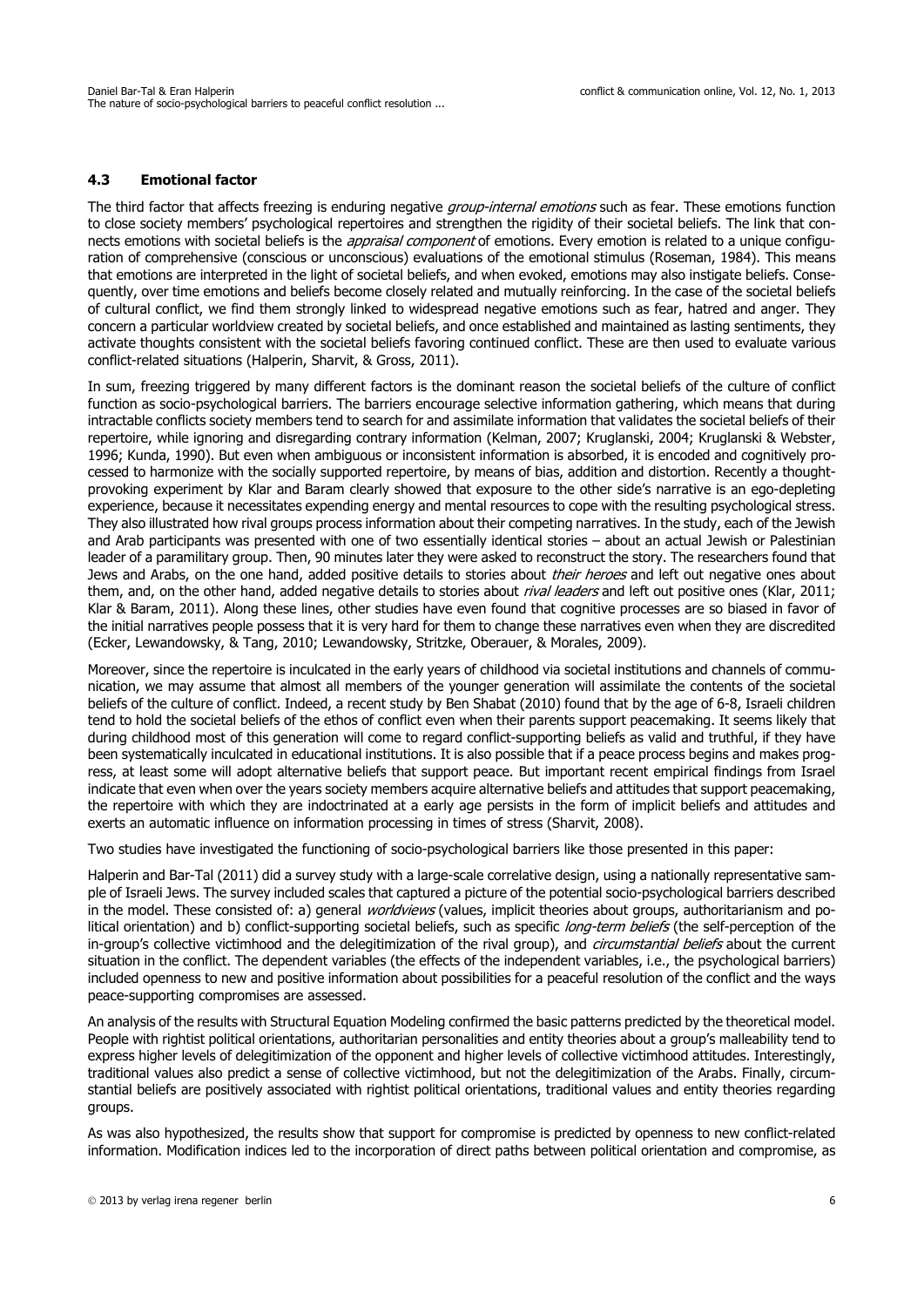### 4.3 Emotional factor

The third factor that affects freezing is enduring negative *group-internal emotions* such as fear. These emotions function to close society members' psychological repertoires and strengthen the rigidity of their societal beliefs. The link that connects emotions with societal beliefs is the *appraisal component* of emotions. Every emotion is related to a unique configuration of comprehensive (conscious or unconscious) evaluations of the emotional stimulus (Roseman, 1984). This means that emotions are interpreted in the light of societal beliefs, and when evoked, emotions may also instigate beliefs. Consequently, over time emotions and beliefs become closely related and mutually reinforcing. In the case of the societal beliefs of cultural conflict, we find them strongly linked to widespread negative emotions such as fear, hatred and anger. They concern a particular worldview created by societal beliefs, and once established and maintained as lasting sentiments, they activate thoughts consistent with the societal beliefs favoring continued conflict. These are then used to evaluate various conflict-related situations (Halperin, Sharvit, & Gross, 2011).

In sum, freezing triggered by many different factors is the dominant reason the societal beliefs of the culture of conflict function as socio-psychological barriers. The barriers encourage selective information gathering, which means that during intractable conflicts society members tend to search for and assimilate information that validates the societal beliefs of their repertoire, while ignoring and disregarding contrary information (Kelman, 2007; Kruglanski, 2004; Kruglanski & Webster, 1996; Kunda, 1990). But even when ambiguous or inconsistent information is absorbed, it is encoded and cognitively processed to harmonize with the socially supported repertoire, by means of bias, addition and distortion. Recently a thought-provoking experiment by Klar and Baram clearly showed that exposure to the other side's narrative is an ego-depleting experience, because it necessitates expending energy and mental resources to cope with the resulting psychological stress. They also illustrated how rival groups process information about their competing narratives. In the study, each of the Jewish and Arab participants was presented with one of two essentially identical stories – about an actual Jewish or Palestinian leader of a paramilitary group. Then, 90 minutes later they were asked to reconstruct the story. The researchers found that Jews and Arabs, on the one hand, added positive details to stories about *their heroes* and left out negative ones about them, and, on the other hand, added negative details to stories about *rival leaders* and left out positive ones (Klar, 2011; Klar & Baram, 2011). Along these lines, other studies have even found that cognitive processes are so biased in favor of the initial narratives people possess that it is very hard for them to change these narratives even when they are discredited (Ecker, Lewandowsky, & Tang, 2010; Lewandowsky, Stritzke, Oberauer, & Morales, 2009).

Moreover, since the repertoire is inculcated in the early years of childhood via societal institutions and channels of communication, we may assume that almost all members of the younger generation will assimilate the contents of the societal beliefs of the culture of conflict. Indeed, a recent study by Ben Shabat (2010) found that by the age of 6-8, Israeli children tend to hold the societal beliefs of the ethos of conflict even when their parents support peacemaking. It seems likely that during childhood most of this generation will come to regard conflict-supporting beliefs as valid and truthful, if they have been systematically inculcated in educational institutions. It is also possible that if a peace process begins and makes progress, at least some will adopt alternative beliefs that support peace. But important recent empirical findings from Israel indicate that even when over the years society members acquire alternative beliefs and attitudes that support peacemaking, the repertoire with which they are indoctrinated at a early age persists in the form of implicit beliefs and attitudes and exerts an automatic influence on information processing in times of stress (Sharvit, 2008).

Two studies have investigated the functioning of socio-psychological barriers like those presented in this paper:

Halperin and Bar-Tal (2011) did a survey study with a large-scale correlative design, using a nationally representative sample of Israeli Jews. The survey included scales that captured a picture of the potential socio-psychological barriers described in the model. These consisted of: a) general *worldviews* (values, implicit theories about groups, authoritarianism and political orientation) and b) conflict-supporting societal beliefs, such as specific *long-term beliefs* (the self-perception of the in-group's collective victimhood and the delegitimization of the rival group), and *circumstantial beliefs* about the current situation in the conflict. The dependent variables (the effects of the independent variables, i.e., the psychological barriers) included openness to new and positive information about possibilities for a peaceful resolution of the conflict and the ways peace-supporting compromises are assessed.

An analysis of the results with Structural Equation Modeling confirmed the basic patterns predicted by the theoretical model. People with rightist political orientations, authoritarian personalities and entity theories about a group's malleability tend to express higher levels of delegitimization of the opponent and higher levels of collective victimhood attitudes. Interestingly, traditional values also predict a sense of collective victimhood, but not the delegitimization of the Arabs. Finally, circumstantial beliefs are positively associated with rightist political orientations, traditional values and entity theories regarding groups.

As was also hypothesized, the results show that support for compromise is predicted by openness to new conflict-related information. Modification indices led to the incorporation of direct paths between political orientation and compromise, as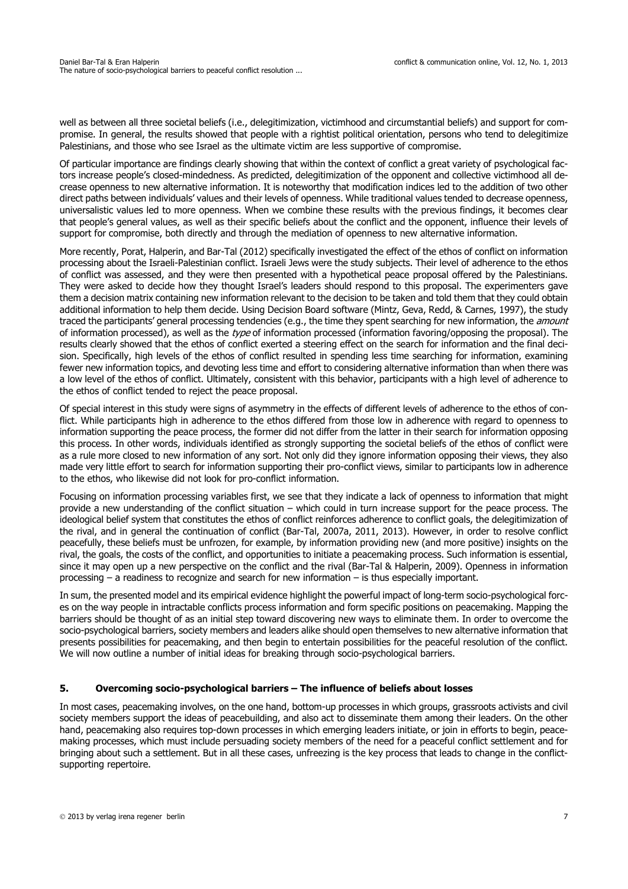well as between all three societal beliefs (i.e., delegitimization, victimhood and circumstantial beliefs) and support for compromise. In general, the results showed that people with a rightist political orientation, persons who tend to delegitimize Palestinians, and those who see Israel as the ultimate victim are less supportive of compromise.

Of particular importance are findings clearly showing that within the context of conflict a great variety of psychological factors increase people's closed-mindedness. As predicted, delegitimization of the opponent and collective victimhood all decrease openness to new alternative information. It is noteworthy that modification indices led to the addition of two other direct paths between individuals' values and their levels of openness. While traditional values tended to decrease openness, universalistic values led to more openness. When we combine these results with the previous findings, it becomes clear that people's general values, as well as their specific beliefs about the conflict and the opponent, influence their levels of support for compromise, both directly and through the mediation of openness to new alternative information.

More recently, Porat, Halperin, and Bar-Tal (2012) specifically investigated the effect of the ethos of conflict on information processing about the Israeli-Palestinian conflict. Israeli Jews were the study subjects. Their level of adherence to the ethos of conflict was assessed, and they were then presented with a hypothetical peace proposal offered by the Palestinians. They were asked to decide how they thought Israel's leaders should respond to this proposal. The experimenters gave them a decision matrix containing new information relevant to the decision to be taken and told them that they could obtain additional information to help them decide. Using Decision Board software (Mintz, Geva, Redd, & Carnes, 1997), the study traced the participants' general processing tendencies (e.g., the time they spent searching for new information, the *amount* of information processed), as well as the *type* of information processed (information favoring/opposing the proposal). The results clearly showed that the ethos of conflict exerted a steering effect on the search for information and the final decision. Specifically, high levels of the ethos of conflict resulted in spending less time searching for information, examining fewer new information topics, and devoting less time and effort to considering alternative information than when there was a low level of the ethos of conflict. Ultimately, consistent with this behavior, participants with a high level of adherence to the ethos of conflict tended to reject the peace proposal.

Of special interest in this study were signs of asymmetry in the effects of different levels of adherence to the ethos of conflict. While participants high in adherence to the ethos differed from those low in adherence with regard to openness to information supporting the peace process, the former did not differ from the latter in their search for information opposing this process. In other words, individuals identified as strongly supporting the societal beliefs of the ethos of conflict were as a rule more closed to new information of any sort. Not only did they ignore information opposing their views, they also made very little effort to search for information supporting their pro-conflict views, similar to participants low in adherence to the ethos, who likewise did not look for pro-conflict information.

Focusing on information processing variables first, we see that they indicate a lack of openness to information that might provide a new understanding of the conflict situation – which could in turn increase support for the peace process. The ideological belief system that constitutes the ethos of conflict reinforces adherence to conflict goals, the delegitimization of the rival, and in general the continuation of conflict (Bar-Tal, 2007a, 2011, 2013). However, in order to resolve conflict peacefully, these beliefs must be unfrozen, for example, by information providing new (and more positive) insights on the rival, the goals, the costs of the conflict, and opportunities to initiate a peacemaking process. Such information is essential, since it may open up a new perspective on the conflict and the rival (Bar-Tal & Halperin, 2009). Openness in information processing – a readiness to recognize and search for new information – is thus especially important.

In sum, the presented model and its empirical evidence highlight the powerful impact of long-term socio-psychological forces on the way people in intractable conflicts process information and form specific positions on peacemaking. Mapping the barriers should be thought of as an initial step toward discovering new ways to eliminate them. In order to overcome the socio-psychological barriers, society members and leaders alike should open themselves to new alternative information that presents possibilities for peacemaking, and then begin to entertain possibilities for the peaceful resolution of the conflict. We will now outline a number of initial ideas for breaking through socio-psychological barriers.

## 5. Overcoming socio-psychological barriers – The influence of beliefs about losses

In most cases, peacemaking involves, on the one hand, bottom-up processes in which groups, grassroots activists and civil society members support the ideas of peacebuilding, and also act to disseminate them among their leaders. On the other hand, peacemaking also requires top-down processes in which emerging leaders initiate, or join in efforts to begin, peacemaking processes, which must include persuading society members of the need for a peaceful conflict settlement and for bringing about such a settlement. But in all these cases, unfreezing is the key process that leads to change in the conflict-supporting repertoire.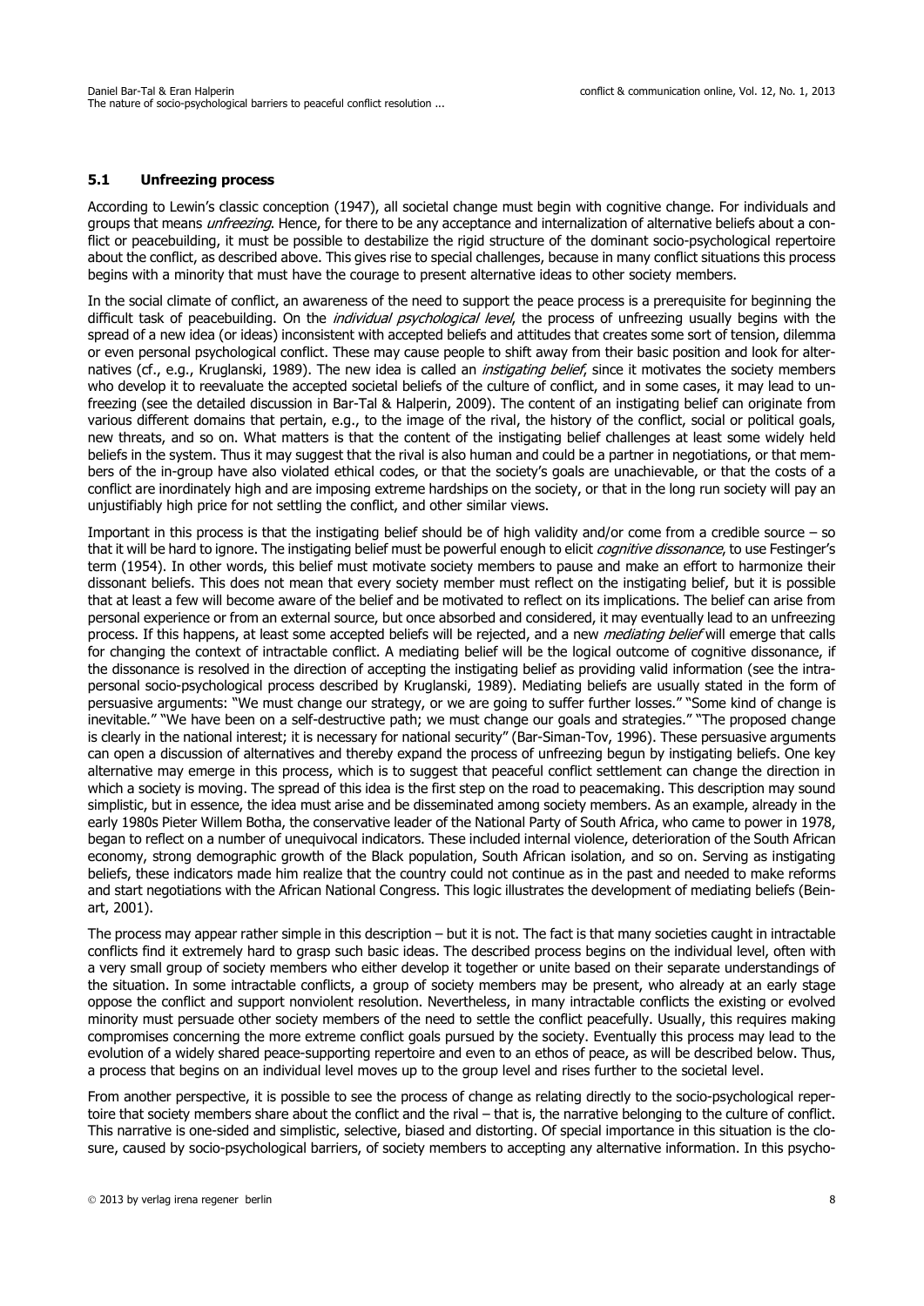### 5.1 Unfreezing process

According to Lewin's classic conception (1947), all societal change must begin with cognitive change. For individuals and groups that means *unfreezing*. Hence, for there to be any acceptance and internalization of alternative beliefs about a conflict or peacebuilding, it must be possible to destabilize the rigid structure of the dominant socio-psychological repertoire about the conflict, as described above. This gives rise to special challenges, because in many conflict situations this process begins with a minority that must have the courage to present alternative ideas to other society members.

In the social climate of conflict, an awareness of the need to support the peace process is a prerequisite for beginning the difficult task of peacebuilding. On the *individual psychological level*, the process of unfreezing usually begins with the spread of a new idea (or ideas) inconsistent with accepted beliefs and attitudes that creates some sort of tension, dilemma or even personal psychological conflict. These may cause people to shift away from their basic position and look for alternatives (cf., e.g., Kruglanski, 1989). The new idea is called an *instigating belief*, since it motivates the society members who develop it to reevaluate the accepted societal beliefs of the culture of conflict, and in some cases, it may lead to unfreezing (see the detailed discussion in Bar-Tal & Halperin, 2009). The content of an instigating belief can originate from various different domains that pertain, e.g., to the image of the rival, the history of the conflict, social or political goals, new threats, and so on. What matters is that the content of the instigating belief challenges at least some widely held beliefs in the system. Thus it may suggest that the rival is also human and could be a partner in negotiations, or that members of the in-group have also violated ethical codes, or that the society's goals are unachievable, or that the costs of a conflict are inordinately high and are imposing extreme hardships on the society, or that in the long run society will pay an unjustifiably high price for not settling the conflict, and other similar views.

Important in this process is that the instigating belief should be of high validity and/or come from a credible source – so that it will be hard to ignore. The instigating belief must be powerful enough to elicit *cognitive dissonance*, to use Festinger's term (1954). In other words, this belief must motivate society members to pause and make an effort to harmonize their dissonant beliefs. This does not mean that every society member must reflect on the instigating belief, but it is possible that at least a few will become aware of the belief and be motivated to reflect on its implications. The belief can arise from personal experience or from an external source, but once absorbed and considered, it may eventually lead to an unfreezing process. If this happens, at least some accepted beliefs will be rejected, and a new *mediating belief* will emerge that calls for changing the context of intractable conflict. A mediating belief will be the logical outcome of cognitive dissonance, if the dissonance is resolved in the direction of accepting the instigating belief as providing valid information (see the intrapersonal socio-psychological process described by Kruglanski, 1989). Mediating beliefs are usually stated in the form of persuasive arguments: "We must change our strategy, or we are going to suffer further losses." "Some kind of change is inevitable." "We have been on a self-destructive path; we must change our goals and strategies." "The proposed change is clearly in the national interest; it is necessary for national security" (Bar-Siman-Tov, 1996). These persuasive arguments can open a discussion of alternatives and thereby expand the process of unfreezing begun by instigating beliefs. One key alternative may emerge in this process, which is to suggest that peaceful conflict settlement can change the direction in which a society is moving. The spread of this idea is the first step on the road to peacemaking. This description may sound simplistic, but in essence, the idea must arise and be disseminated among society members. As an example, already in the early 1980s Pieter Willem Botha, the conservative leader of the National Party of South Africa, who came to power in 1978, began to reflect on a number of unequivocal indicators. These included internal violence, deterioration of the South African economy, strong demographic growth of the Black population, South African isolation, and so on. Serving as instigating beliefs, these indicators made him realize that the country could not continue as in the past and needed to make reforms and start negotiations with the African National Congress. This logic illustrates the development of mediating beliefs (Beinart, 2001).

The process may appear rather simple in this description – but it is not. The fact is that many societies caught in intractable conflicts find it extremely hard to grasp such basic ideas. The described process begins on the individual level, often with a very small group of society members who either develop it together or unite based on their separate understandings of the situation. In some intractable conflicts, a group of society members may be present, who already at an early stage oppose the conflict and support nonviolent resolution. Nevertheless, in many intractable conflicts the existing or evolved minority must persuade other society members of the need to settle the conflict peacefully. Usually, this requires making compromises concerning the more extreme conflict goals pursued by the society. Eventually this process may lead to the evolution of a widely shared peace-supporting repertoire and even to an ethos of peace, as will be described below. Thus, a process that begins on an individual level moves up to the group level and rises further to the societal level.

From another perspective, it is possible to see the process of change as relating directly to the socio-psychological repertoire that society members share about the conflict and the rival – that is, the narrative belonging to the culture of conflict. This narrative is one-sided and simplistic, selective, biased and distorting. Of special importance in this situation is the closure, caused by socio-psychological barriers, of society members to accepting any alternative information. In this psycho-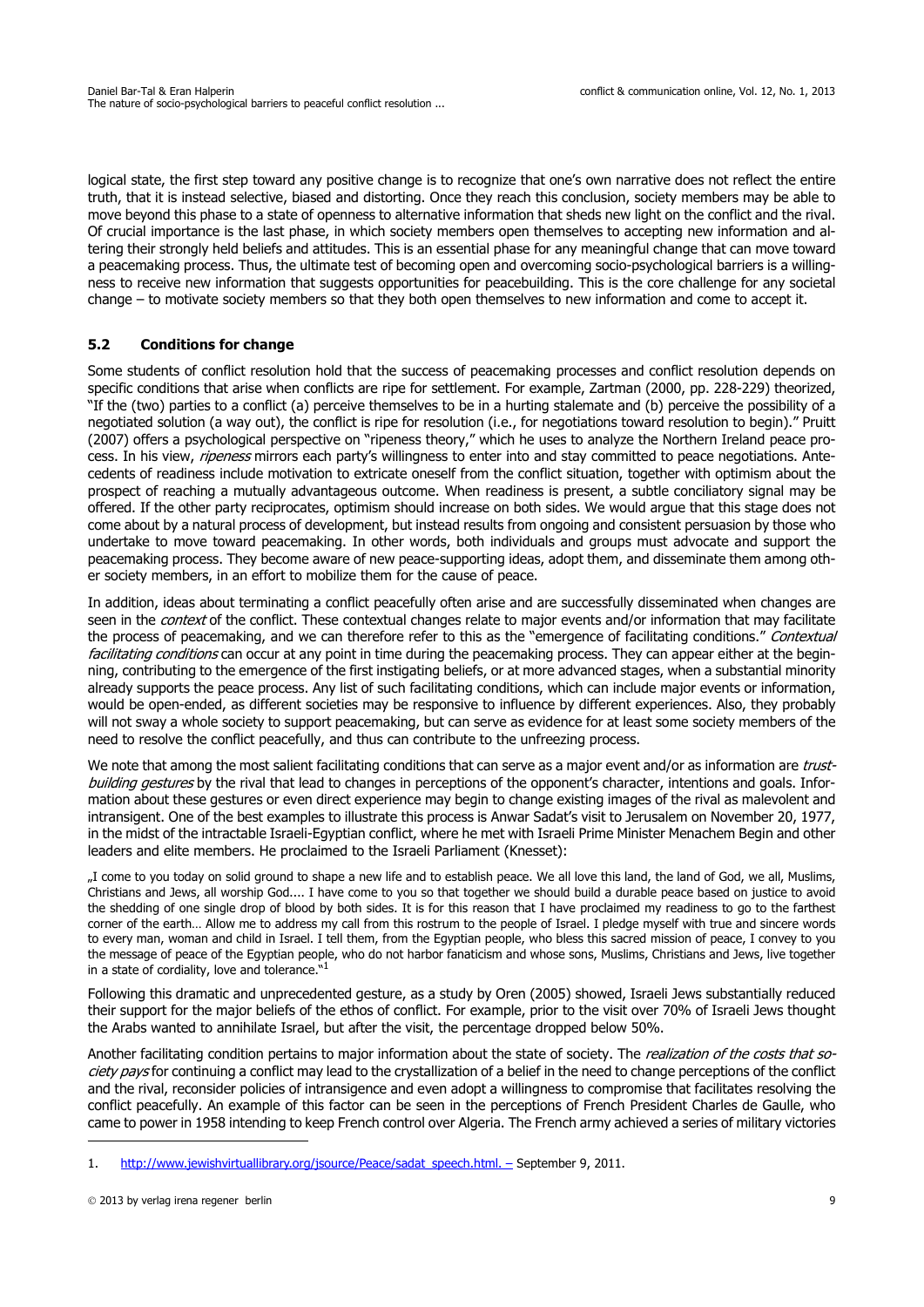logical state, the first step toward any positive change is to recognize that one's own narrative does not reflect the entire truth, that it is instead selective, biased and distorting. Once they reach this conclusion, society members may be able to move beyond this phase to a state of openness to alternative information that sheds new light on the conflict and the rival. Of crucial importance is the last phase, in which society members open themselves to accepting new information and altering their strongly held beliefs and attitudes. This is an essential phase for any meaningful change that can move toward a peacemaking process. Thus, the ultimate test of becoming open and overcoming socio-psychological barriers is a willingness to receive new information that suggests opportunities for peacebuilding. This is the core challenge for any societal change – to motivate society members so that they both open themselves to new information and come to accept it.

## 5.2 Conditions for change

Some students of conflict resolution hold that the success of peacemaking processes and conflict resolution depends on specific conditions that arise when conflicts are ripe for settlement. For example, Zartman (2000, pp. 228-229) theorized, "If the (two) parties to a conflict (a) perceive themselves to be in a hurting stalemate and (b) perceive the possibility of a negotiated solution (a way out), the conflict is ripe for resolution (i.e., for negotiations toward resolution to begin)." Pruitt (2007) offers a psychological perspective on "ripeness theory," which he uses to analyze the Northern Ireland peace process. In his view, *ripeness* mirrors each party's willingness to enter into and stay committed to peace negotiations. Antecedents of readiness include motivation to extricate oneself from the conflict situation, together with optimism about the prospect of reaching a mutually advantageous outcome. When readiness is present, a subtle conciliatory signal may be offered. If the other party reciprocates, optimism should increase on both sides. We would argue that this stage does not come about by a natural process of development, but instead results from ongoing and consistent persuasion by those who undertake to move toward peacemaking. In other words, both individuals and groups must advocate and support the peacemaking process. They become aware of new peace-supporting ideas, adopt them, and disseminate them among other society members, in an effort to mobilize them for the cause of peace.

In addition, ideas about terminating a conflict peacefully often arise and are successfully disseminated when changes are seen in the *context* of the conflict. These contextual changes relate to major events and/or information that may facilitate the process of peacemaking, and we can therefore refer to this as the "emergence of facilitating conditions." *Contextual facilitating conditions* can occur at any point in time during the peacemaking process. They can appear either at the beginning, contributing to the emergence of the first instigating beliefs, or at more advanced stages, when a substantial minority already supports the peace process. Any list of such facilitating conditions, which can include major events or information, would be open-ended, as different societies may be responsive to influence by different experiences. Also, they probably will not sway a whole society to support peacemaking, but can serve as evidence for at least some society members of the need to resolve the conflict peacefully, and thus can contribute to the unfreezing process.

We note that among the most salient facilitating conditions that can serve as a major event and/or as information are *trust-building gestures* by the rival that lead to changes in perceptions of the opponent's character, intentions and goals. Information about these gestures or even direct experience may begin to change existing images of the rival as malevolent and intransigent. One of the best examples to illustrate this process is Anwar Sadat's visit to Jerusalem on November 20, 1977, in the midst of the intractable Israeli-Egyptian conflict, where he met with Israeli Prime Minister Menachem Begin and other leaders and elite members. He proclaimed to the Israeli Parliament (Knesset):

„I come to you today on solid ground to shape a new life and to establish peace. We all love this land, the land of God, we all, Muslims, Christians and Jews, all worship God.... I have come to you so that together we should build a durable peace based on justice to avoid the shedding of one single drop of blood by both sides. It is for this reason that I have proclaimed my readiness to go to the farthest corner of the earth… Allow me to address my call from this rostrum to the people of Israel. I pledge myself with true and sincere words to every man, woman and child in Israel. I tell them, from the Egyptian people, who bless this sacred mission of peace, I convey to you the message of peace of the Egyptian people, who do not harbor fanaticism and whose sons, Muslims, Christians and Jews, live together in a state of cordiality, love and tolerance."[1]

Following this dramatic and unprecedented gesture, as a study by Oren (2005) showed, Israeli Jews substantially reduced their support for the major beliefs of the ethos of conflict. For example, prior to the visit over 70% of Israeli Jews thought the Arabs wanted to annihilate Israel, but after the visit, the percentage dropped below 50%.

Another facilitating condition pertains to major information about the state of society. The *realization of the costs that society pays* for continuing a conflict may lead to the crystallization of a belief in the need to change perceptions of the conflict and the rival, reconsider policies of intransigence and even adopt a willingness to compromise that facilitates resolving the conflict peacefully. An example of this factor can be seen in the perceptions of French President Charles de Gaulle, who came to power in 1958 intending to keep French control over Algeria. The French army achieved a series of military victories

---

1. http://www.jewishvirtuallibrary.org/jsource/Peace/sadat_speech.html. – September 9, 2011.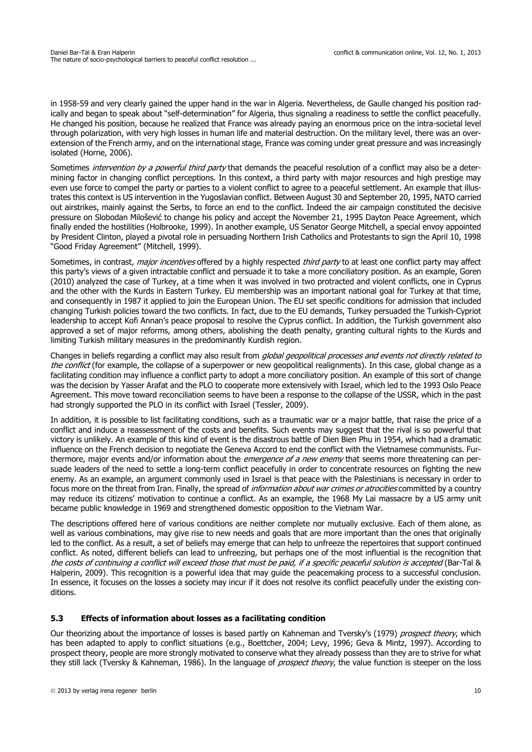in 1958-59 and very clearly gained the upper hand in the war in Algeria. Nevertheless, de Gaulle changed his position radically and began to speak about "self-determination" for Algeria, thus signaling a readiness to settle the conflict peacefully. He changed his position, because he realized that France was already paying an enormous price on the intra-societal level through polarization, with very high losses in human life and material destruction. On the military level, there was an over-extension of the French army, and on the international stage, France was coming under great pressure and was increasingly isolated (Horne, 2006).

Sometimes *intervention by a powerful third party* that demands the peaceful resolution of a conflict may also be a determining factor in changing conflict perceptions. In this context, a third party with major resources and high prestige may even use force to compel the party or parties to a violent conflict to agree to a peaceful settlement. An example that illustrates this context is US intervention in the Yugoslavian conflict. Between August 30 and September 20, 1995, NATO carried out airstrikes, mainly against the Serbs, to force an end to the conflict. Indeed the air campaign constituted the decisive pressure on Slobodan Milošević to change his policy and accept the November 21, 1995 Dayton Peace Agreement, which finally ended the hostilities (Holbrooke, 1999). In another example, US Senator George Mitchell, a special envoy appointed by President Clinton, played a pivotal role in persuading Northern Irish Catholics and Protestants to sign the April 10, 1998 "Good Friday Agreement" (Mitchell, 1999).

Sometimes, in contrast, *major incentives* offered by a highly respected *third party* to at least one conflict party may affect this party's views of a given intractable conflict and persuade it to take a more conciliatory position. As an example, Goren (2010) analyzed the case of Turkey, at a time when it was involved in two protracted and violent conflicts, one in Cyprus and the other with the Kurds in Eastern Turkey. EU membership was an important national goal for Turkey at that time, and consequently in 1987 it applied to join the European Union. The EU set specific conditions for admission that included changing Turkish policies toward the two conflicts. In fact, due to the EU demands, Turkey persuaded the Turkish-Cypriot leadership to accept Kofi Annan's peace proposal to resolve the Cyprus conflict. In addition, the Turkish government also approved a set of major reforms, among others, abolishing the death penalty, granting cultural rights to the Kurds and limiting Turkish military measures in the predominantly Kurdish region.

Changes in beliefs regarding a conflict may also result from *global geopolitical processes and events not directly related to the conflict* (for example, the collapse of a superpower or new geopolitical realignments). In this case, global change as a facilitating condition may influence a conflict party to adopt a more conciliatory position. An example of this sort of change was the decision by Yasser Arafat and the PLO to cooperate more extensively with Israel, which led to the 1993 Oslo Peace Agreement. This move toward reconciliation seems to have been a response to the collapse of the USSR, which in the past had strongly supported the PLO in its conflict with Israel (Tessler, 2009).

In addition, it is possible to list facilitating conditions, such as a traumatic war or a major battle, that raise the price of a conflict and induce a reassessment of the costs and benefits. Such events may suggest that the rival is so powerful that victory is unlikely. An example of this kind of event is the disastrous battle of Dien Bien Phu in 1954, which had a dramatic influence on the French decision to negotiate the Geneva Accord to end the conflict with the Vietnamese communists. Furthermore, major events and/or information about the *emergence of a new enemy* that seems more threatening can persuade leaders of the need to settle a long-term conflict peacefully in order to concentrate resources on fighting the new enemy. As an example, an argument commonly used in Israel is that peace with the Palestinians is necessary in order to focus more on the threat from Iran. Finally, the spread of *information about war crimes or atrocities* committed by a country may reduce its citizens' motivation to continue a conflict. As an example, the 1968 My Lai massacre by a US army unit became public knowledge in 1969 and strengthened domestic opposition to the Vietnam War.

The descriptions offered here of various conditions are neither complete nor mutually exclusive. Each of them alone, as well as various combinations, may give rise to new needs and goals that are more important than the ones that originally led to the conflict. As a result, a set of beliefs may emerge that can help to unfreeze the repertoires that support continued conflict. As noted, different beliefs can lead to unfreezing, but perhaps one of the most influential is the recognition that *the costs of continuing a conflict will exceed those that must be paid, if a specific peaceful solution is accepted* (Bar-Tal & Halperin, 2009). This recognition is a powerful idea that may guide the peacemaking process to a successful conclusion. In essence, it focuses on the losses a society may incur if it does not resolve its conflict peacefully under the existing conditions.

### 5.3 Effects of information about losses as a facilitating condition

Our theorizing about the importance of losses is based partly on Kahneman and Tversky's (1979) *prospect theory*, which has been adapted to apply to conflict situations (e.g., Boettcher, 2004; Levy, 1996; Geva & Mintz, 1997). According to prospect theory, people are more strongly motivated to conserve what they already possess than they are to strive for what they still lack (Tversky & Kahneman, 1986). In the language of *prospect theory*, the value function is steeper on the loss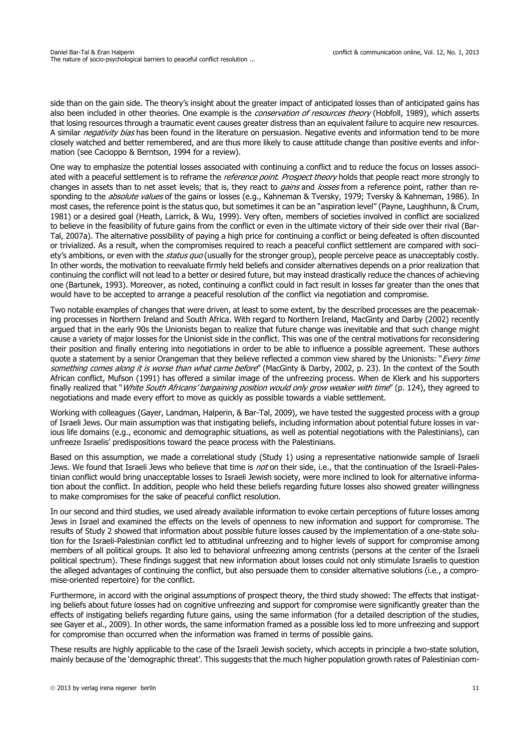side than on the gain side. The theory's insight about the greater impact of anticipated losses than of anticipated gains has also been included in other theories. One example is the *conservation of resources theory* (Hobfoll, 1989), which asserts that losing resources through a traumatic event causes greater distress than an equivalent failure to acquire new resources. A similar *negativity bias* has been found in the literature on persuasion. Negative events and information tend to be more closely watched and better remembered, and are thus more likely to cause attitude change than positive events and information (see Cacioppo & Berntson, 1994 for a review).

One way to emphasize the potential losses associated with continuing a conflict and to reduce the focus on losses associated with a peaceful settlement is to reframe the *reference point*. *Prospect theory* holds that people react more strongly to changes in assets than to net asset levels; that is, they react to *gains* and *losses* from a reference point, rather than responding to the *absolute values* of the gains or losses (e.g., Kahneman & Tversky, 1979; Tversky & Kahneman, 1986). In most cases, the reference point is the status quo, but sometimes it can be an "aspiration level" (Payne, Laughhunn, & Crum, 1981) or a desired goal (Heath, Larrick, & Wu, 1999). Very often, members of societies involved in conflict are socialized to believe in the feasibility of future gains from the conflict or even in the ultimate victory of their side over their rival (Bar-Tal, 2007a). The alternative possibility of paying a high price for continuing a conflict or being defeated is often discounted or trivialized. As a result, when the compromises required to reach a peaceful conflict settlement are compared with society's ambitions, or even with the *status quo* (usually for the stronger group), people perceive peace as unacceptably costly. In other words, the motivation to reevaluate firmly held beliefs and consider alternatives depends on a prior realization that continuing the conflict will not lead to a better or desired future, but may instead drastically reduce the chances of achieving one (Bartunek, 1993). Moreover, as noted, continuing a conflict could in fact result in losses far greater than the ones that would have to be accepted to arrange a peaceful resolution of the conflict via negotiation and compromise.

Two notable examples of changes that were driven, at least to some extent, by the described processes are the peacemaking processes in Northern Ireland and South Africa. With regard to Northern Ireland, MacGinty and Darby (2002) recently argued that in the early 90s the Unionists began to realize that future change was inevitable and that such change might cause a variety of major losses for the Unionist side in the conflict. This was one of the central motivations for reconsidering their position and finally entering into negotiations in order to be able to influence a possible agreement. These authors quote a statement by a senior Orangeman that they believe reflected a common view shared by the Unionists: "*Every time something comes along it is worse than what came before*" (MacGinty & Darby, 2002, p. 23). In the context of the South African conflict, Mufson (1991) has offered a similar image of the unfreezing process. When de Klerk and his supporters finally realized that "*White South Africans' bargaining position would only grow weaker with time*" (p. 124), they agreed to negotiations and made every effort to move as quickly as possible towards a viable settlement.

Working with colleagues (Gayer, Landman, Halperin, & Bar-Tal, 2009), we have tested the suggested process with a group of Israeli Jews. Our main assumption was that instigating beliefs, including information about potential future losses in various life domains (e.g., economic and demographic situations, as well as potential negotiations with the Palestinians), can unfreeze Israelis' predispositions toward the peace process with the Palestinians.

Based on this assumption, we made a correlational study (Study 1) using a representative nationwide sample of Israeli Jews. We found that Israeli Jews who believe that time is *not* on their side, i.e., that the continuation of the Israeli-Palestinian conflict would bring unacceptable losses to Israeli Jewish society, were more inclined to look for alternative information about the conflict. In addition, people who held these beliefs regarding future losses also showed greater willingness to make compromises for the sake of peaceful conflict resolution.

In our second and third studies, we used already available information to evoke certain perceptions of future losses among Jews in Israel and examined the effects on the levels of openness to new information and support for compromise. The results of Study 2 showed that information about possible future losses caused by the implementation of a one-state solution for the Israeli-Palestinian conflict led to attitudinal unfreezing and to higher levels of support for compromise among members of all political groups. It also led to behavioral unfreezing among centrists (persons at the center of the Israeli political spectrum). These findings suggest that new information about losses could not only stimulate Israelis to question the alleged advantages of continuing the conflict, but also persuade them to consider alternative solutions (i.e., a compromise-oriented repertoire) for the conflict.

Furthermore, in accord with the original assumptions of prospect theory, the third study showed: The effects that instigating beliefs about future losses had on cognitive unfreezing and support for compromise were significantly greater than the effects of instigating beliefs regarding future gains, using the same information (for a detailed description of the studies, see Gayer et al., 2009). In other words, the same information framed as a possible loss led to more unfreezing and support for compromise than occurred when the information was framed in terms of possible gains.

These results are highly applicable to the case of the Israeli Jewish society, which accepts in principle a two-state solution, mainly because of the 'demographic threat'. This suggests that the much higher population growth rates of Palestinian com-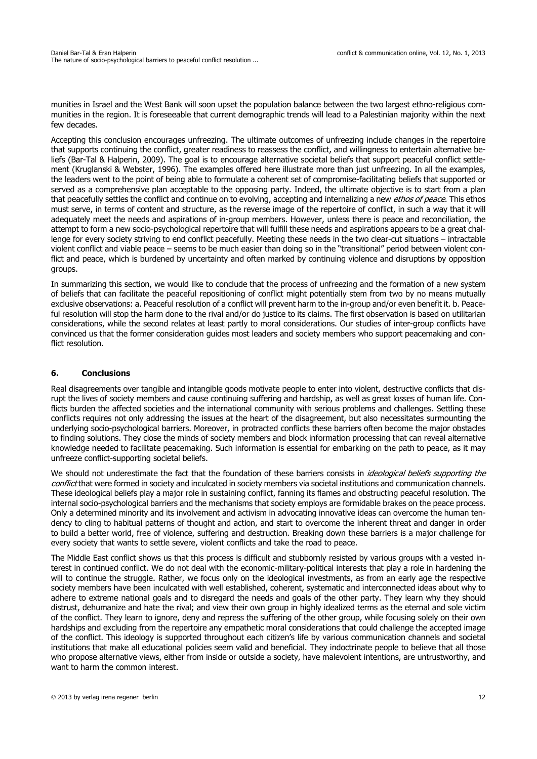munities in Israel and the West Bank will soon upset the population balance between the two largest ethno-religious communities in the region. It is foreseeable that current demographic trends will lead to a Palestinian majority within the next few decades.

Accepting this conclusion encourages unfreezing. The ultimate outcomes of unfreezing include changes in the repertoire that supports continuing the conflict, greater readiness to reassess the conflict, and willingness to entertain alternative beliefs (Bar-Tal & Halperin, 2009). The goal is to encourage alternative societal beliefs that support peaceful conflict settlement (Kruglanski & Webster, 1996). The examples offered here illustrate more than just unfreezing. In all the examples, the leaders went to the point of being able to formulate a coherent set of compromise-facilitating beliefs that supported or served as a comprehensive plan acceptable to the opposing party. Indeed, the ultimate objective is to start from a plan that peacefully settles the conflict and continue on to evolving, accepting and internalizing a new *ethos of peace*. This ethos must serve, in terms of content and structure, as the reverse image of the repertoire of conflict, in such a way that it will adequately meet the needs and aspirations of in-group members. However, unless there is peace and reconciliation, the attempt to form a new socio-psychological repertoire that will fulfill these needs and aspirations appears to be a great challenge for every society striving to end conflict peacefully. Meeting these needs in the two clear-cut situations – intractable violent conflict and viable peace – seems to be much easier than doing so in the "transitional" period between violent conflict and peace, which is burdened by uncertainty and often marked by continuing violence and disruptions by opposition groups.

In summarizing this section, we would like to conclude that the process of unfreezing and the formation of a new system of beliefs that can facilitate the peaceful repositioning of conflict might potentially stem from two by no means mutually exclusive observations: a. Peaceful resolution of a conflict will prevent harm to the in-group and/or even benefit it. b. Peaceful resolution will stop the harm done to the rival and/or do justice to its claims. The first observation is based on utilitarian considerations, while the second relates at least partly to moral considerations. Our studies of inter-group conflicts have convinced us that the former consideration guides most leaders and society members who support peacemaking and conflict resolution.

## 6. Conclusions

Real disagreements over tangible and intangible goods motivate people to enter into violent, destructive conflicts that disrupt the lives of society members and cause continuing suffering and hardship, as well as great losses of human life. Conflicts burden the affected societies and the international community with serious problems and challenges. Settling these conflicts requires not only addressing the issues at the heart of the disagreement, but also necessitates surmounting the underlying socio-psychological barriers. Moreover, in protracted conflicts these barriers often become the major obstacles to finding solutions. They close the minds of society members and block information processing that can reveal alternative knowledge needed to facilitate peacemaking. Such information is essential for embarking on the path to peace, as it may unfreeze conflict-supporting societal beliefs.

We should not underestimate the fact that the foundation of these barriers consists in *ideological beliefs supporting the conflict* that were formed in society and inculcated in society members via societal institutions and communication channels. These ideological beliefs play a major role in sustaining conflict, fanning its flames and obstructing peaceful resolution. The internal socio-psychological barriers and the mechanisms that society employs are formidable brakes on the peace process. Only a determined minority and its involvement and activism in advocating innovative ideas can overcome the human tendency to cling to habitual patterns of thought and action, and start to overcome the inherent threat and danger in order to build a better world, free of violence, suffering and destruction. Breaking down these barriers is a major challenge for every society that wants to settle severe, violent conflicts and take the road to peace.

The Middle East conflict shows us that this process is difficult and stubbornly resisted by various groups with a vested interest in continued conflict. We do not deal with the economic-military-political interests that play a role in hardening the will to continue the struggle. Rather, we focus only on the ideological investments, as from an early age the respective society members have been inculcated with well established, coherent, systematic and interconnected ideas about why to adhere to extreme national goals and to disregard the needs and goals of the other party. They learn why they should distrust, dehumanize and hate the rival; and view their own group in highly idealized terms as the eternal and sole victim of the conflict. They learn to ignore, deny and repress the suffering of the other group, while focusing solely on their own hardships and excluding from the repertoire any empathetic moral considerations that could challenge the accepted image of the conflict. This ideology is supported throughout each citizen's life by various communication channels and societal institutions that make all educational policies seem valid and beneficial. They indoctrinate people to believe that all those who propose alternative views, either from inside or outside a society, have malevolent intentions, are untrustworthy, and want to harm the common interest.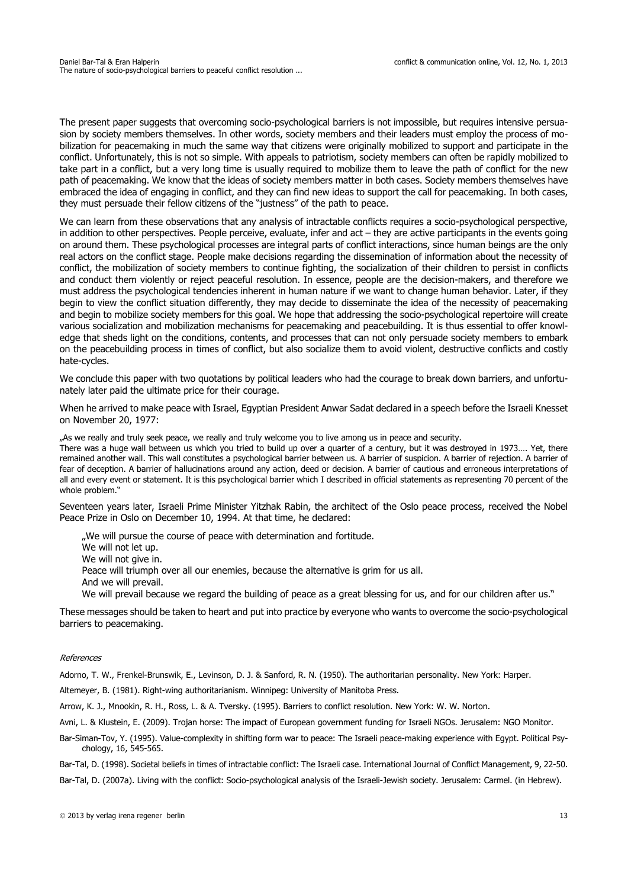The present paper suggests that overcoming socio-psychological barriers is not impossible, but requires intensive persuasion by society members themselves. In other words, society members and their leaders must employ the process of mobilization for peacemaking in much the same way that citizens were originally mobilized to support and participate in the conflict. Unfortunately, this is not so simple. With appeals to patriotism, society members can often be rapidly mobilized to take part in a conflict, but a very long time is usually required to mobilize them to leave the path of conflict for the new path of peacemaking. We know that the ideas of society members matter in both cases. Society members themselves have embraced the idea of engaging in conflict, and they can find new ideas to support the call for peacemaking. In both cases, they must persuade their fellow citizens of the "justness" of the path to peace.

We can learn from these observations that any analysis of intractable conflicts requires a socio-psychological perspective, in addition to other perspectives. People perceive, evaluate, infer and act – they are active participants in the events going on around them. These psychological processes are integral parts of conflict interactions, since human beings are the only real actors on the conflict stage. People make decisions regarding the dissemination of information about the necessity of conflict, the mobilization of society members to continue fighting, the socialization of their children to persist in conflicts and conduct them violently or reject peaceful resolution. In essence, people are the decision-makers, and therefore we must address the psychological tendencies inherent in human nature if we want to change human behavior. Later, if they begin to view the conflict situation differently, they may decide to disseminate the idea of the necessity of peacemaking and begin to mobilize society members for this goal. We hope that addressing the socio-psychological repertoire will create various socialization and mobilization mechanisms for peacemaking and peacebuilding. It is thus essential to offer knowledge that sheds light on the conditions, contents, and processes that can not only persuade society members to embark on the peacebuilding process in times of conflict, but also socialize them to avoid violent, destructive conflicts and costly hate-cycles.

We conclude this paper with two quotations by political leaders who had the courage to break down barriers, and unfortunately later paid the ultimate price for their courage.

When he arrived to make peace with Israel, Egyptian President Anwar Sadat declared in a speech before the Israeli Knesset on November 20, 1977:

„As we really and truly seek peace, we really and truly welcome you to live among us in peace and security.
There was a huge wall between us which you tried to build up over a quarter of a century, but it was destroyed in 1973…. Yet, there remained another wall. This wall constitutes a psychological barrier between us. A barrier of suspicion. A barrier of rejection. A barrier of fear of deception. A barrier of hallucinations around any action, deed or decision. A barrier of cautious and erroneous interpretations of all and every event or statement. It is this psychological barrier which I described in official statements as representing 70 percent of the whole problem."

Seventeen years later, Israeli Prime Minister Yitzhak Rabin, the architect of the Oslo peace process, received the Nobel Peace Prize in Oslo on December 10, 1994. At that time, he declared:

> „We will pursue the course of peace with determination and fortitude.
> We will not let up.
> We will not give in.
> Peace will triumph over all our enemies, because the alternative is grim for us all.
> And we will prevail.
> We will prevail because we regard the building of peace as a great blessing for us, and for our children after us."

These messages should be taken to heart and put into practice by everyone who wants to overcome the socio-psychological barriers to peacemaking.

*References*

Adorno, T. W., Frenkel-Brunswik, E., Levinson, D. J. & Sanford, R. N. (1950). The authoritarian personality. New York: Harper.

Altemeyer, B. (1981). Right-wing authoritarianism. Winnipeg: University of Manitoba Press.

Arrow, K. J., Mnookin, R. H., Ross, L. & A. Tversky. (1995). Barriers to conflict resolution. New York: W. W. Norton.

Avni, L. & Klustein, E. (2009). Trojan horse: The impact of European government funding for Israeli NGOs. Jerusalem: NGO Monitor.

Bar-Siman-Tov, Y. (1995). Value-complexity in shifting form war to peace: The Israeli peace-making experience with Egypt. Political Psychology, 16, 545-565.

Bar-Tal, D. (1998). Societal beliefs in times of intractable conflict: The Israeli case. International Journal of Conflict Management, 9, 22-50.

Bar-Tal, D. (2007a). Living with the conflict: Socio-psychological analysis of the Israeli-Jewish society. Jerusalem: Carmel. (in Hebrew).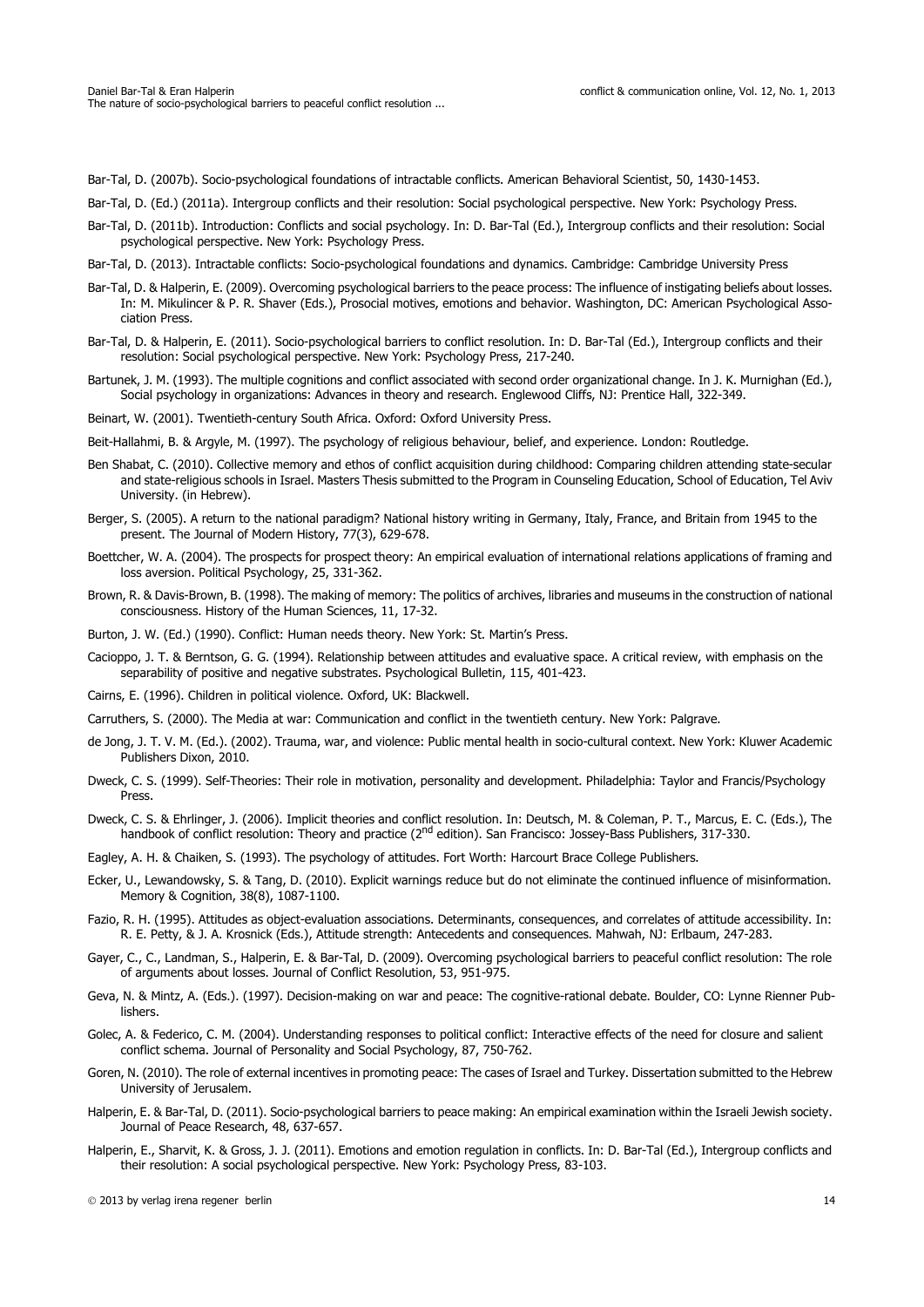Bar-Tal, D. (2007b). Socio-psychological foundations of intractable conflicts. American Behavioral Scientist, 50, 1430-1453.

Bar-Tal, D. (Ed.) (2011a). Intergroup conflicts and their resolution: Social psychological perspective. New York: Psychology Press.

Bar-Tal, D. (2011b). Introduction: Conflicts and social psychology. In: D. Bar-Tal (Ed.), Intergroup conflicts and their resolution: Social psychological perspective. New York: Psychology Press.

Bar-Tal, D. (2013). Intractable conflicts: Socio-psychological foundations and dynamics. Cambridge: Cambridge University Press

Bar-Tal, D. & Halperin, E. (2009). Overcoming psychological barriers to the peace process: The influence of instigating beliefs about losses. In: M. Mikulincer & P. R. Shaver (Eds.), Prosocial motives, emotions and behavior. Washington, DC: American Psychological Association Press.

Bar-Tal, D. & Halperin, E. (2011). Socio-psychological barriers to conflict resolution. In: D. Bar-Tal (Ed.), Intergroup conflicts and their resolution: Social psychological perspective. New York: Psychology Press, 217-240.

Bartunek, J. M. (1993). The multiple cognitions and conflict associated with second order organizational change. In J. K. Murnighan (Ed.), Social psychology in organizations: Advances in theory and research. Englewood Cliffs, NJ: Prentice Hall, 322-349.

Beinart, W. (2001). Twentieth-century South Africa. Oxford: Oxford University Press.

Beit-Hallahmi, B. & Argyle, M. (1997). The psychology of religious behaviour, belief, and experience. London: Routledge.

Ben Shabat, C. (2010). Collective memory and ethos of conflict acquisition during childhood: Comparing children attending state-secular and state-religious schools in Israel. Masters Thesis submitted to the Program in Counseling Education, School of Education, Tel Aviv University. (in Hebrew).

Berger, S. (2005). A return to the national paradigm? National history writing in Germany, Italy, France, and Britain from 1945 to the present. The Journal of Modern History, 77(3), 629-678.

Boettcher, W. A. (2004). The prospects for prospect theory: An empirical evaluation of international relations applications of framing and loss aversion. Political Psychology, 25, 331-362.

Brown, R. & Davis-Brown, B. (1998). The making of memory: The politics of archives, libraries and museums in the construction of national consciousness. History of the Human Sciences, 11, 17-32.

Burton, J. W. (Ed.) (1990). Conflict: Human needs theory. New York: St. Martin's Press.

Cacioppo, J. T. & Berntson, G. G. (1994). Relationship between attitudes and evaluative space. A critical review, with emphasis on the separability of positive and negative substrates. Psychological Bulletin, 115, 401-423.

Cairns, E. (1996). Children in political violence. Oxford, UK: Blackwell.

Carruthers, S. (2000). The Media at war: Communication and conflict in the twentieth century. New York: Palgrave.

de Jong, J. T. V. M. (Ed.). (2002). Trauma, war, and violence: Public mental health in socio-cultural context. New York: Kluwer Academic Publishers Dixon, 2010.

Dweck, C. S. (1999). Self-Theories: Their role in motivation, personality and development. Philadelphia: Taylor and Francis/Psychology Press.

Dweck, C. S. & Ehrlinger, J. (2006). Implicit theories and conflict resolution. In: Deutsch, M. & Coleman, P. T., Marcus, E. C. (Eds.), The handbook of conflict resolution: Theory and practice (2nd edition). San Francisco: Jossey-Bass Publishers, 317-330.

Eagley, A. H. & Chaiken, S. (1993). The psychology of attitudes. Fort Worth: Harcourt Brace College Publishers.

Ecker, U., Lewandowsky, S. & Tang, D. (2010). Explicit warnings reduce but do not eliminate the continued influence of misinformation. Memory & Cognition, 38(8), 1087-1100.

Fazio, R. H. (1995). Attitudes as object-evaluation associations. Determinants, consequences, and correlates of attitude accessibility. In: R. E. Petty, & J. A. Krosnick (Eds.), Attitude strength: Antecedents and consequences. Mahwah, NJ: Erlbaum, 247-283.

Gayer, C., C., Landman, S., Halperin, E. & Bar-Tal, D. (2009). Overcoming psychological barriers to peaceful conflict resolution: The role of arguments about losses. Journal of Conflict Resolution, 53, 951-975.

Geva, N. & Mintz, A. (Eds.). (1997). Decision-making on war and peace: The cognitive-rational debate. Boulder, CO: Lynne Rienner Publishers.

Golec, A. & Federico, C. M. (2004). Understanding responses to political conflict: Interactive effects of the need for closure and salient conflict schema. Journal of Personality and Social Psychology, 87, 750-762.

Goren, N. (2010). The role of external incentives in promoting peace: The cases of Israel and Turkey. Dissertation submitted to the Hebrew University of Jerusalem.

Halperin, E. & Bar-Tal, D. (2011). Socio-psychological barriers to peace making: An empirical examination within the Israeli Jewish society. Journal of Peace Research, 48, 637-657.

Halperin, E., Sharvit, K. & Gross, J. J. (2011). Emotions and emotion regulation in conflicts. In: D. Bar-Tal (Ed.), Intergroup conflicts and their resolution: A social psychological perspective. New York: Psychology Press, 83-103.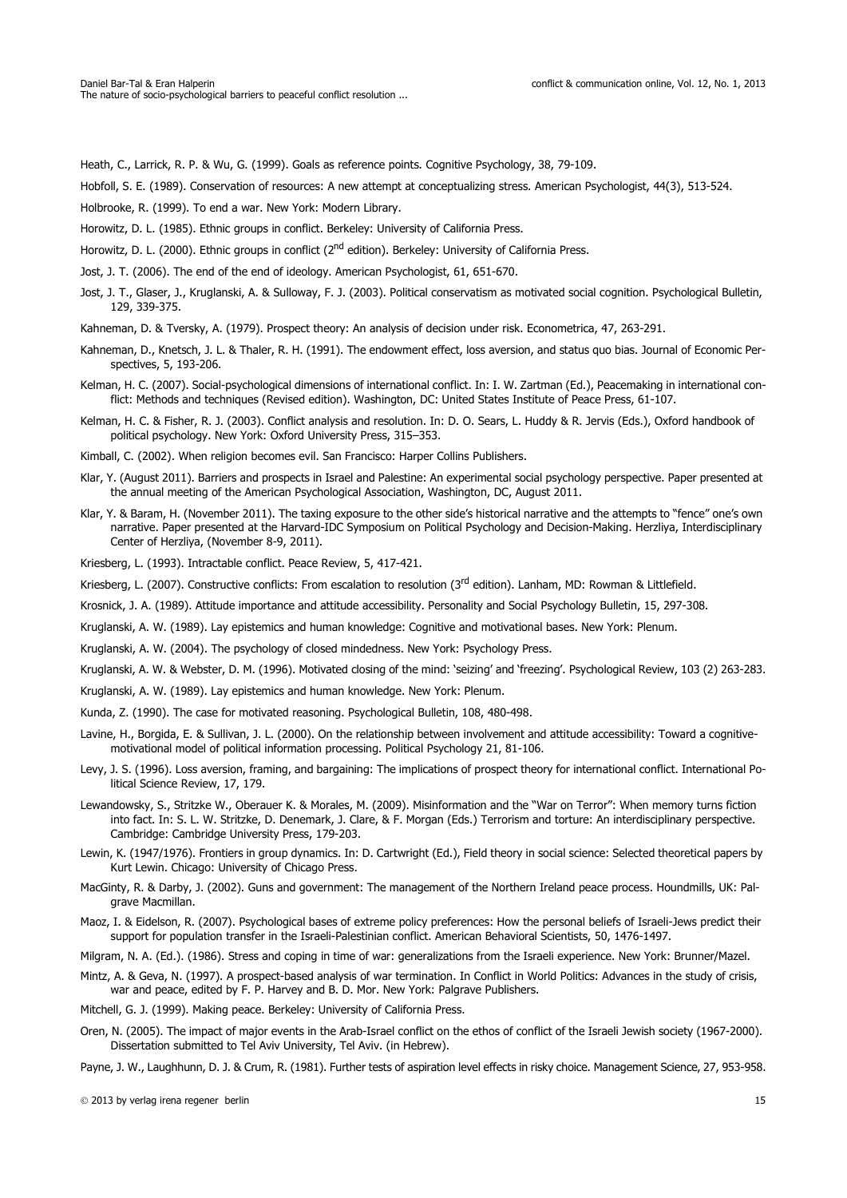Heath, C., Larrick, R. P. & Wu, G. (1999). Goals as reference points. Cognitive Psychology, 38, 79-109.

Hobfoll, S. E. (1989). Conservation of resources: A new attempt at conceptualizing stress. American Psychologist, 44(3), 513-524.

Holbrooke, R. (1999). To end a war. New York: Modern Library.

Horowitz, D. L. (1985). Ethnic groups in conflict. Berkeley: University of California Press.

Horowitz, D. L. (2000). Ethnic groups in conflict (2nd edition). Berkeley: University of California Press.

Jost, J. T. (2006). The end of the end of ideology. American Psychologist, 61, 651-670.

Jost, J. T., Glaser, J., Kruglanski, A. & Sulloway, F. J. (2003). Political conservatism as motivated social cognition. Psychological Bulletin, 129, 339-375.

Kahneman, D. & Tversky, A. (1979). Prospect theory: An analysis of decision under risk. Econometrica, 47, 263-291.

Kahneman, D., Knetsch, J. L. & Thaler, R. H. (1991). The endowment effect, loss aversion, and status quo bias. Journal of Economic Perspectives, 5, 193-206.

Kelman, H. C. (2007). Social-psychological dimensions of international conflict. In: I. W. Zartman (Ed.), Peacemaking in international conflict: Methods and techniques (Revised edition). Washington, DC: United States Institute of Peace Press, 61-107.

Kelman, H. C. & Fisher, R. J. (2003). Conflict analysis and resolution. In: D. O. Sears, L. Huddy & R. Jervis (Eds.), Oxford handbook of political psychology. New York: Oxford University Press, 315–353.

Kimball, C. (2002). When religion becomes evil. San Francisco: Harper Collins Publishers.

Klar, Y. (August 2011). Barriers and prospects in Israel and Palestine: An experimental social psychology perspective. Paper presented at the annual meeting of the American Psychological Association, Washington, DC, August 2011.

Klar, Y. & Baram, H. (November 2011). The taxing exposure to the other side's historical narrative and the attempts to "fence" one's own narrative. Paper presented at the Harvard-IDC Symposium on Political Psychology and Decision-Making. Herzliya, Interdisciplinary Center of Herzliya, (November 8-9, 2011).

Kriesberg, L. (1993). Intractable conflict. Peace Review, 5, 417-421.

Kriesberg, L. (2007). Constructive conflicts: From escalation to resolution (3rd edition). Lanham, MD: Rowman & Littlefield.

Krosnick, J. A. (1989). Attitude importance and attitude accessibility. Personality and Social Psychology Bulletin, 15, 297-308.

Kruglanski, A. W. (1989). Lay epistemics and human knowledge: Cognitive and motivational bases. New York: Plenum.

Kruglanski, A. W. (2004). The psychology of closed mindedness. New York: Psychology Press.

Kruglanski, A. W. & Webster, D. M. (1996). Motivated closing of the mind: 'seizing' and 'freezing'. Psychological Review, 103 (2) 263-283.

Kruglanski, A. W. (1989). Lay epistemics and human knowledge. New York: Plenum.

Kunda, Z. (1990). The case for motivated reasoning. Psychological Bulletin, 108, 480-498.

Lavine, H., Borgida, E. & Sullivan, J. L. (2000). On the relationship between involvement and attitude accessibility: Toward a cognitive-motivational model of political information processing. Political Psychology 21, 81-106.

Levy, J. S. (1996). Loss aversion, framing, and bargaining: The implications of prospect theory for international conflict. International Political Science Review, 17, 179.

Lewandowsky, S., Stritzke W., Oberauer K. & Morales, M. (2009). Misinformation and the "War on Terror": When memory turns fiction into fact. In: S. L. W. Stritzke, D. Denemark, J. Clare, & F. Morgan (Eds.) Terrorism and torture: An interdisciplinary perspective. Cambridge: Cambridge University Press, 179-203.

Lewin, K. (1947/1976). Frontiers in group dynamics. In: D. Cartwright (Ed.), Field theory in social science: Selected theoretical papers by Kurt Lewin. Chicago: University of Chicago Press.

MacGinty, R. & Darby, J. (2002). Guns and government: The management of the Northern Ireland peace process. Houndmills, UK: Palgrave Macmillan.

Maoz, I. & Eidelson, R. (2007). Psychological bases of extreme policy preferences: How the personal beliefs of Israeli-Jews predict their support for population transfer in the Israeli-Palestinian conflict. American Behavioral Scientists, 50, 1476-1497.

Milgram, N. A. (Ed.). (1986). Stress and coping in time of war: generalizations from the Israeli experience. New York: Brunner/Mazel.

Mintz, A. & Geva, N. (1997). A prospect-based analysis of war termination. In Conflict in World Politics: Advances in the study of crisis, war and peace, edited by F. P. Harvey and B. D. Mor. New York: Palgrave Publishers.

Mitchell, G. J. (1999). Making peace. Berkeley: University of California Press.

Oren, N. (2005). The impact of major events in the Arab-Israel conflict on the ethos of conflict of the Israeli Jewish society (1967-2000). Dissertation submitted to Tel Aviv University, Tel Aviv. (in Hebrew).

Payne, J. W., Laughhunn, D. J. & Crum, R. (1981). Further tests of aspiration level effects in risky choice. Management Science, 27, 953-958.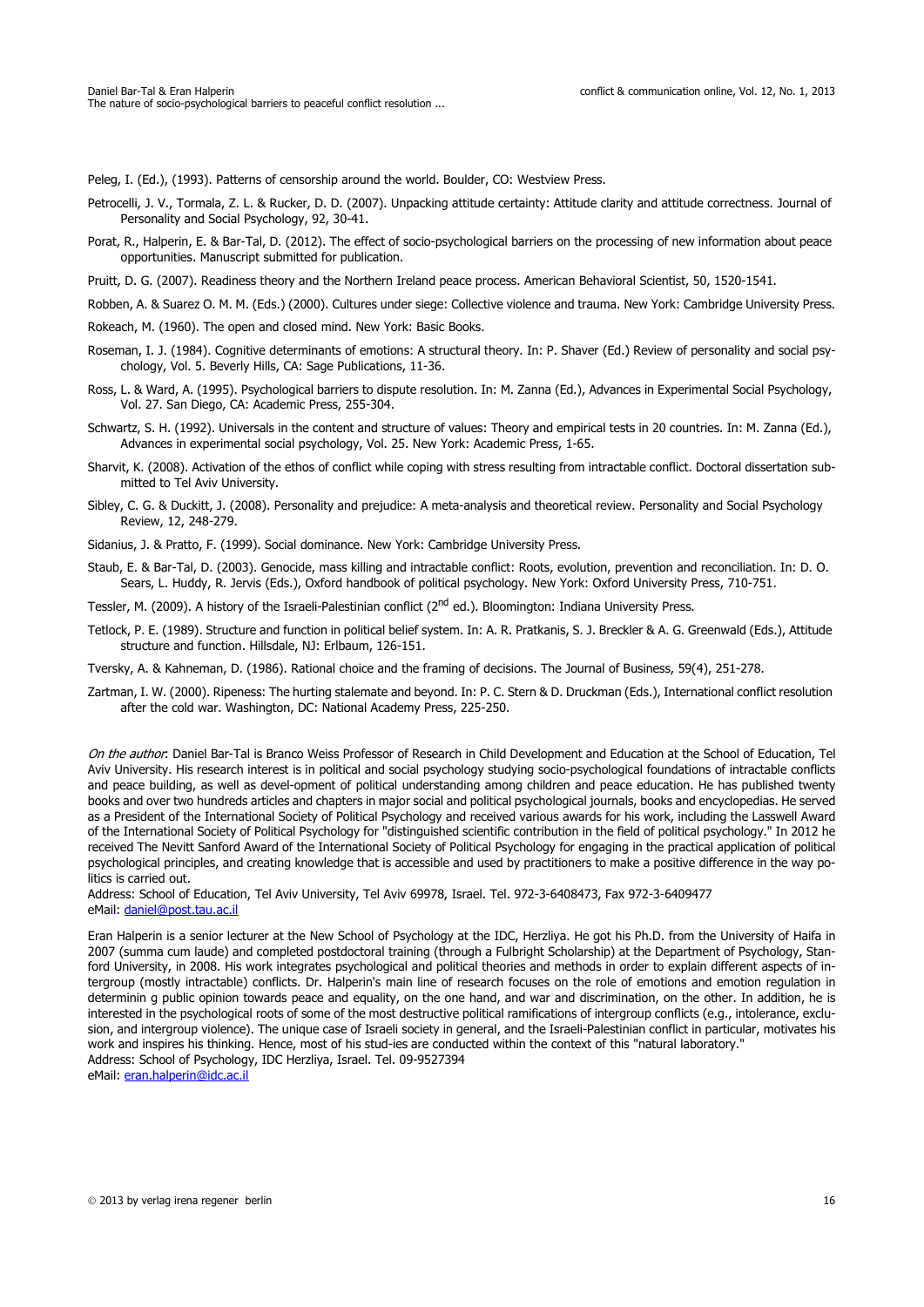Peleg, I. (Ed.), (1993). Patterns of censorship around the world. Boulder, CO: Westview Press.

Petrocelli, J. V., Tormala, Z. L. & Rucker, D. D. (2007). Unpacking attitude certainty: Attitude clarity and attitude correctness. Journal of Personality and Social Psychology, 92, 30-41.

Porat, R., Halperin, E. & Bar-Tal, D. (2012). The effect of socio-psychological barriers on the processing of new information about peace opportunities. Manuscript submitted for publication.

Pruitt, D. G. (2007). Readiness theory and the Northern Ireland peace process. American Behavioral Scientist, 50, 1520-1541.

Robben, A. & Suarez O. M. M. (Eds.) (2000). Cultures under siege: Collective violence and trauma. New York: Cambridge University Press.

Rokeach, M. (1960). The open and closed mind. New York: Basic Books.

Roseman, I. J. (1984). Cognitive determinants of emotions: A structural theory. In: P. Shaver (Ed.) Review of personality and social psychology, Vol. 5. Beverly Hills, CA: Sage Publications, 11-36.

Ross, L. & Ward, A. (1995). Psychological barriers to dispute resolution. In: M. Zanna (Ed.), Advances in Experimental Social Psychology, Vol. 27. San Diego, CA: Academic Press, 255-304.

Schwartz, S. H. (1992). Universals in the content and structure of values: Theory and empirical tests in 20 countries. In: M. Zanna (Ed.), Advances in experimental social psychology, Vol. 25. New York: Academic Press, 1-65.

Sharvit, K. (2008). Activation of the ethos of conflict while coping with stress resulting from intractable conflict. Doctoral dissertation submitted to Tel Aviv University.

Sibley, C. G. & Duckitt, J. (2008). Personality and prejudice: A meta-analysis and theoretical review. Personality and Social Psychology Review, 12, 248-279.

Sidanius, J. & Pratto, F. (1999). Social dominance. New York: Cambridge University Press.

Staub, E. & Bar-Tal, D. (2003). Genocide, mass killing and intractable conflict: Roots, evolution, prevention and reconciliation. In: D. O. Sears, L. Huddy, R. Jervis (Eds.), Oxford handbook of political psychology. New York: Oxford University Press, 710-751.

Tessler, M. (2009). A history of the Israeli-Palestinian conflict ($2^{nd}$ ed.). Bloomington: Indiana University Press.

Tetlock, P. E. (1989). Structure and function in political belief system. In: A. R. Pratkanis, S. J. Breckler & A. G. Greenwald (Eds.), Attitude structure and function. Hillsdale, NJ: Erlbaum, 126-151.

Tversky, A. & Kahneman, D. (1986). Rational choice and the framing of decisions. The Journal of Business, 59(4), 251-278.

Zartman, I. W. (2000). Ripeness: The hurting stalemate and beyond. In: P. C. Stern & D. Druckman (Eds.), International conflict resolution after the cold war. Washington, DC: National Academy Press, 225-250.

*On the author*: Daniel Bar-Tal is Branco Weiss Professor of Research in Child Development and Education at the School of Education, Tel Aviv University. His research interest is in political and social psychology studying socio-psychological foundations of intractable conflicts and peace building, as well as devel-opment of political understanding among children and peace education. He has published twenty books and over two hundreds articles and chapters in major social and political psychological journals, books and encyclopedias. He served as a President of the International Society of Political Psychology and received various awards for his work, including the Lasswell Award of the International Society of Political Psychology for "distinguished scientific contribution in the field of political psychology." In 2012 he received The Nevitt Sanford Award of the International Society of Political Psychology for engaging in the practical application of political psychological principles, and creating knowledge that is accessible and used by practitioners to make a positive difference in the way politics is carried out.
Address: School of Education, Tel Aviv University, Tel Aviv 69978, Israel. Tel. 972-3-6408473, Fax 972-3-6409477
eMail: daniel@post.tau.ac.il

Eran Halperin is a senior lecturer at the New School of Psychology at the IDC, Herzliya. He got his Ph.D. from the University of Haifa in 2007 (summa cum laude) and completed postdoctoral training (through a Fulbright Scholarship) at the Department of Psychology, Stanford University, in 2008. His work integrates psychological and political theories and methods in order to explain different aspects of intergroup (mostly intractable) conflicts. Dr. Halperin's main line of research focuses on the role of emotions and emotion regulation in determinin g public opinion towards peace and equality, on the one hand, and war and discrimination, on the other. In addition, he is interested in the psychological roots of some of the most destructive political ramifications of intergroup conflicts (e.g., intolerance, exclusion, and intergroup violence). The unique case of Israeli society in general, and the Israeli-Palestinian conflict in particular, motivates his work and inspires his thinking. Hence, most of his stud-ies are conducted within the context of this "natural laboratory."
Address: School of Psychology, IDC Herzliya, Israel. Tel. 09-9527394
eMail: eran.halperin@idc.ac.il